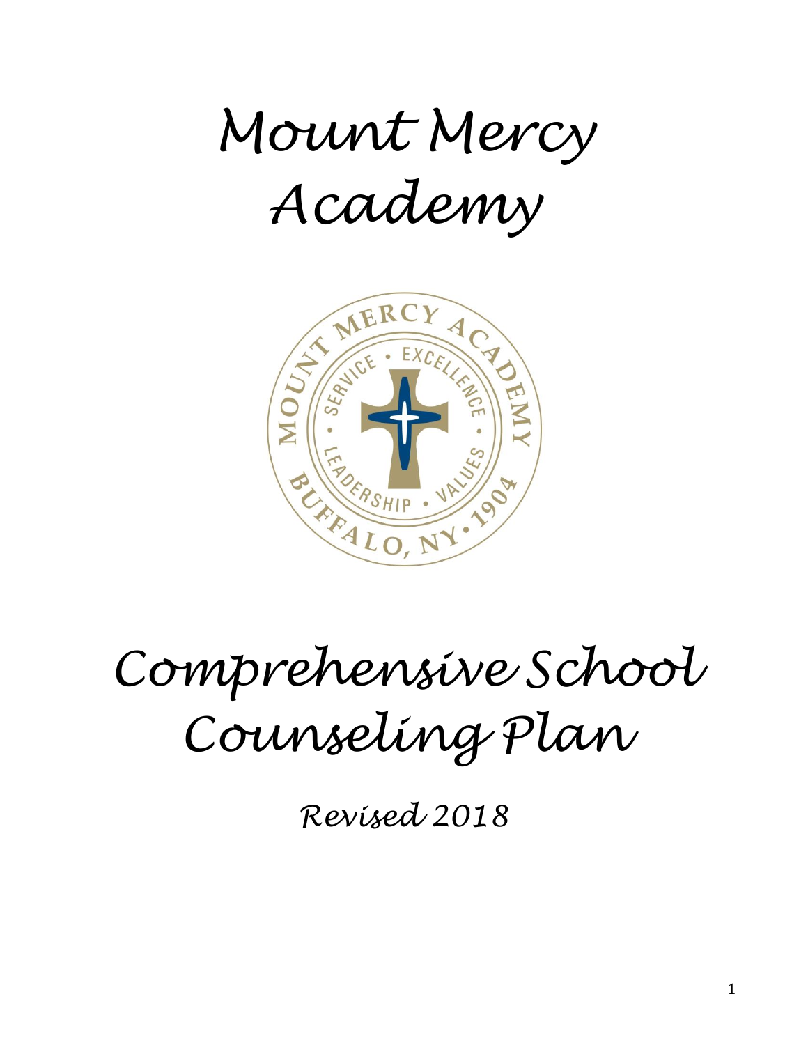# Mount Mercy Academy

# Comprehensive School Counseling Plan

*Revised 2018*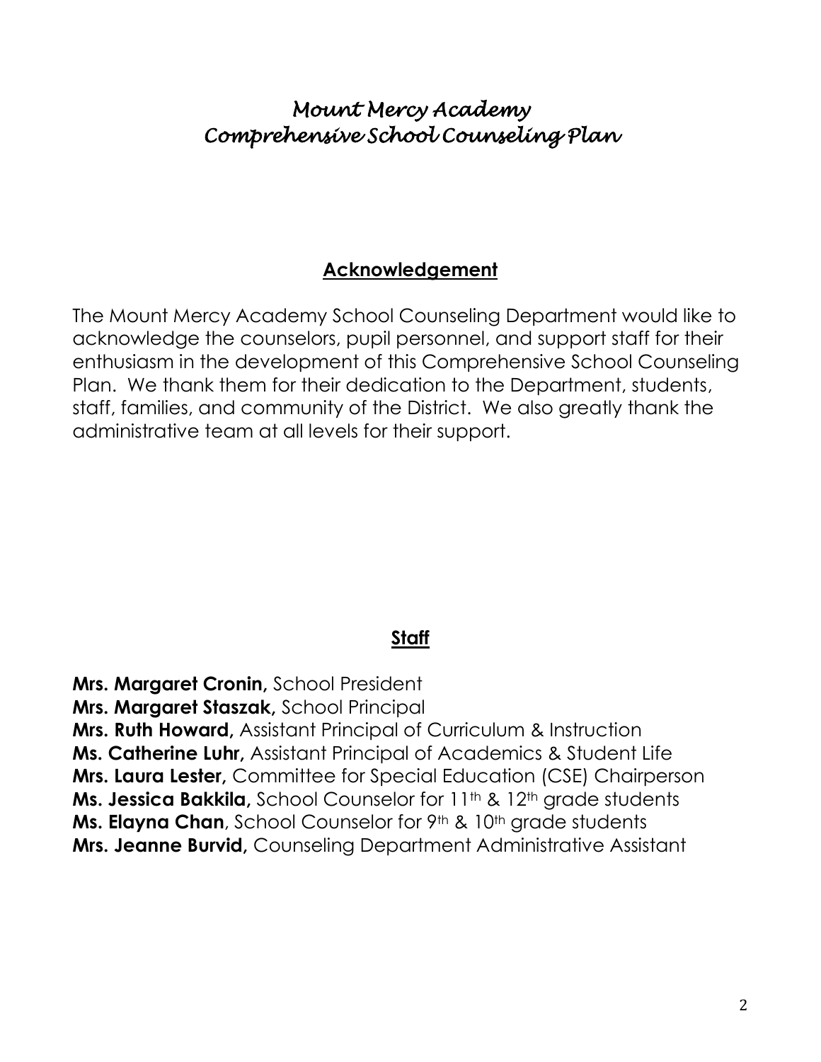# *Mount Mercy Academy*
# *Comprehensive School Counseling Plan*

## Acknowledgement

The Mount Mercy Academy School Counseling Department would like to acknowledge the counselors, pupil personnel, and support staff for their enthusiasm in the development of this Comprehensive School Counseling Plan. We thank them for their dedication to the Department, students, staff, families, and community of the District. We also greatly thank the administrative team at all levels for their support.

## Staff

**Mrs. Margaret Cronin,** School President
**Mrs. Margaret Staszak,** School Principal
**Mrs. Ruth Howard,** Assistant Principal of Curriculum & Instruction
**Ms. Catherine Luhr,** Assistant Principal of Academics & Student Life
**Mrs. Laura Lester,** Committee for Special Education (CSE) Chairperson
**Ms. Jessica Bakkila,** School Counselor for 11th & 12th grade students
**Ms. Elayna Chan**, School Counselor for 9th & 10th grade students
**Mrs. Jeanne Burvid,** Counseling Department Administrative Assistant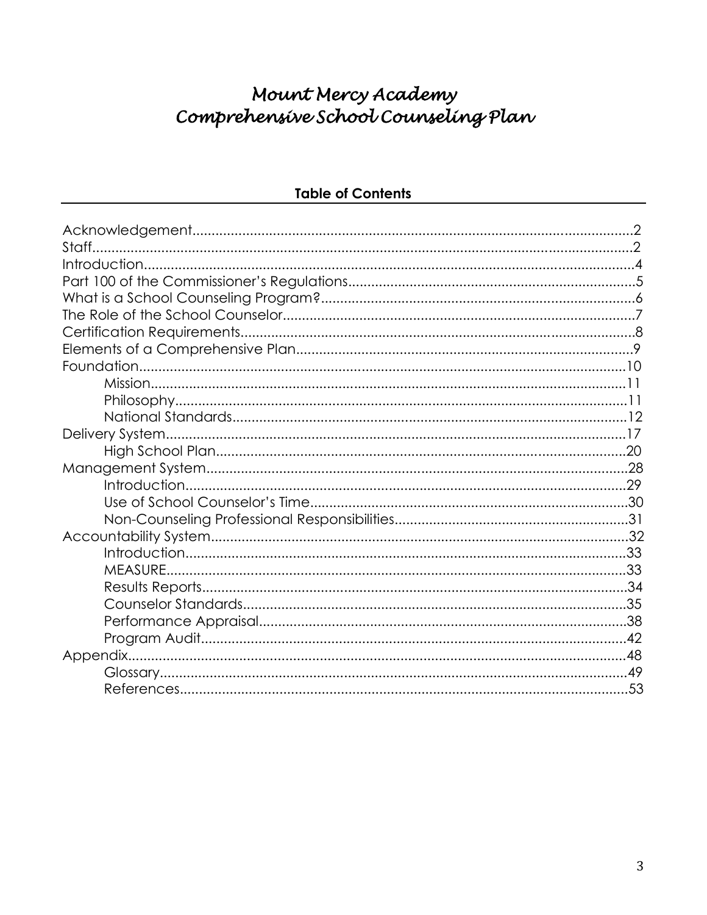# Mount Mercy Academy
# Comprehensive School Counseling Plan

## Table of Contents

Acknowledgement....................................................................................................2
Staff.........................................................................................................................2
Introduction..............................................................................................................4
Part 100 of the Commissioner's Regulations..........................................................5
What is a School Counseling Program?..................................................................6
The Role of the School Counselor..........................................................................7
Certification Requirements......................................................................................8
Elements of a Comprehensive Plan........................................................................9
Foundation.............................................................................................................10
- Mission..........................................................................................................11
- Philosophy.....................................................................................................11
- National Standards........................................................................................12

Delivery System.....................................................................................................17
- High School Plan...........................................................................................20

Management System.............................................................................................28
- Introduction....................................................................................................29
- Use of School Counselor's Time....................................................................30
- Non-Counseling Professional Responsibilities...............................................31

Accountability System............................................................................................32
- Introduction....................................................................................................33
- MEASURE......................................................................................................33
- Results Reports..............................................................................................34
- Counselor Standards......................................................................................35
- Performance Appraisal...................................................................................38
- Program Audit.................................................................................................42

Appendix.................................................................................................................48
- Glossary.........................................................................................................49
- References.....................................................................................................53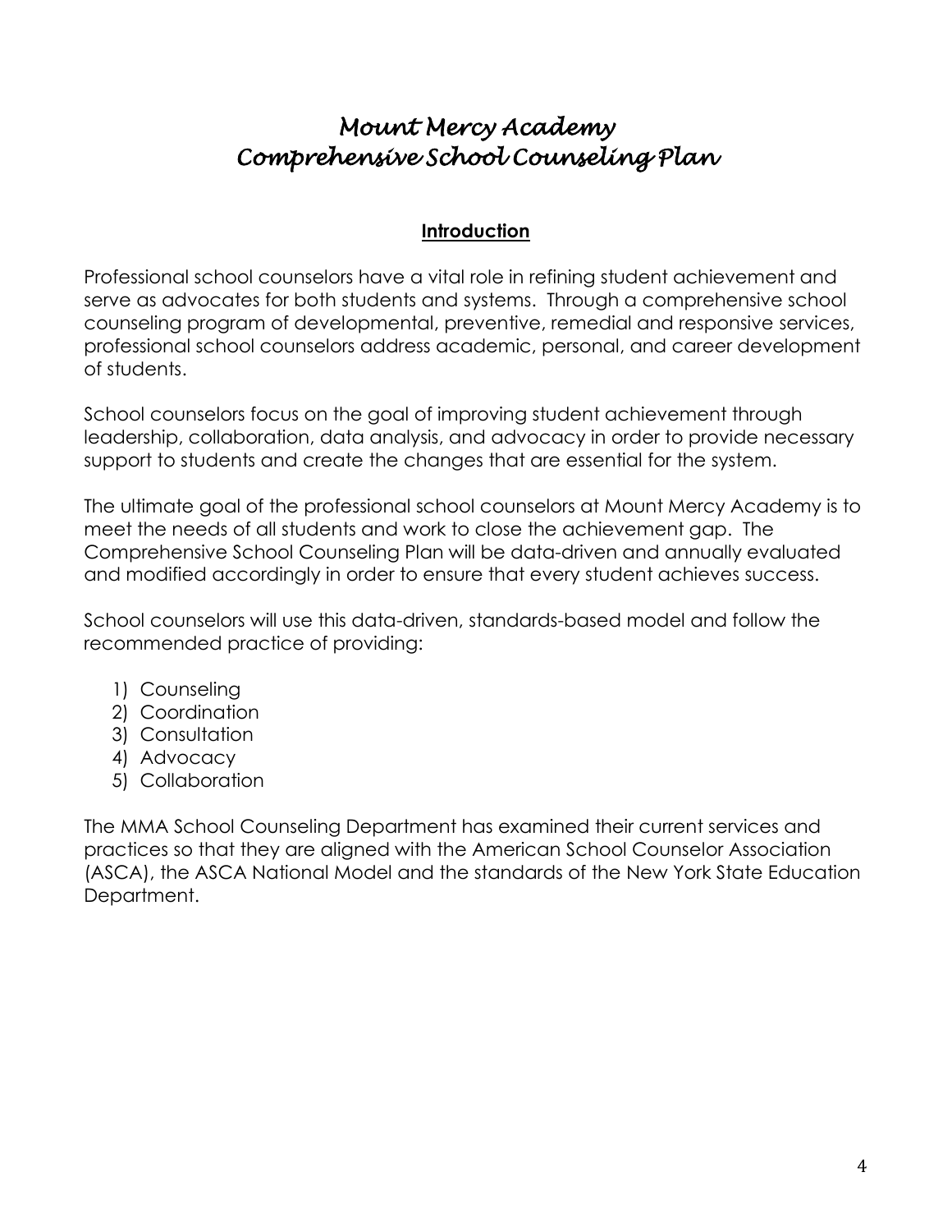# *Mount Mercy Academy*
# *Comprehensive School Counseling Plan*

## **Introduction**

Professional school counselors have a vital role in refining student achievement and serve as advocates for both students and systems. Through a comprehensive school counseling program of developmental, preventive, remedial and responsive services, professional school counselors address academic, personal, and career development of students.

School counselors focus on the goal of improving student achievement through leadership, collaboration, data analysis, and advocacy in order to provide necessary support to students and create the changes that are essential for the system.

The ultimate goal of the professional school counselors at Mount Mercy Academy is to meet the needs of all students and work to close the achievement gap. The Comprehensive School Counseling Plan will be data-driven and annually evaluated and modified accordingly in order to ensure that every student achieves success.

School counselors will use this data-driven, standards-based model and follow the recommended practice of providing:

1) Counseling
2) Coordination
3) Consultation
4) Advocacy
5) Collaboration

The MMA School Counseling Department has examined their current services and practices so that they are aligned with the American School Counselor Association (ASCA), the ASCA National Model and the standards of the New York State Education Department.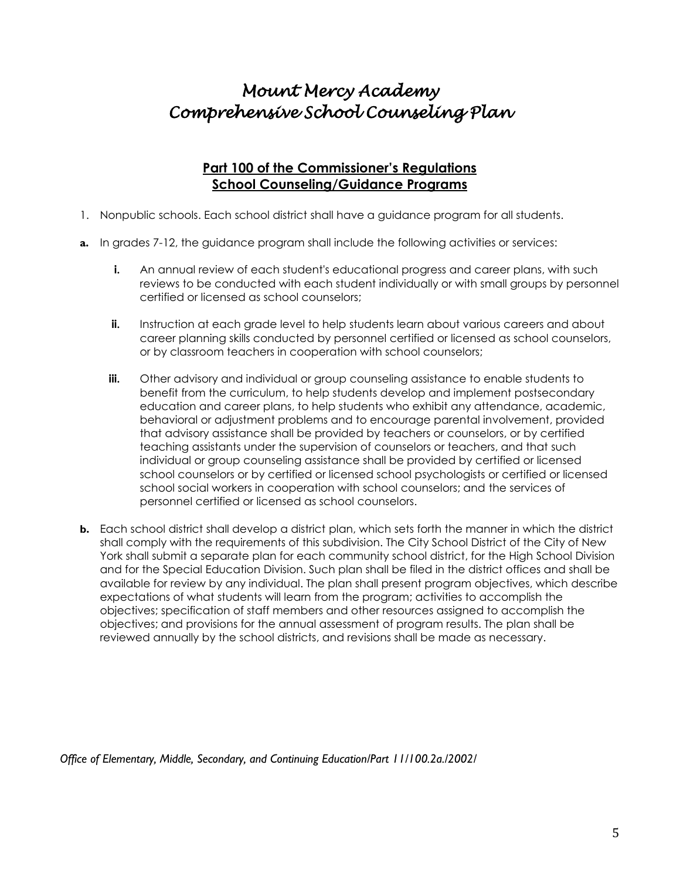# *Mount Mercy Academy*
# *Comprehensive School Counseling Plan*

## **Part 100 of the Commissioner's Regulations**
## **School Counseling/Guidance Programs**

1. Nonpublic schools. Each school district shall have a guidance program for all students.

**a.** In grades 7-12, the guidance program shall include the following activities or services:

   **i.** An annual review of each student's educational progress and career plans, with such reviews to be conducted with each student individually or with small groups by personnel certified or licensed as school counselors;

   **ii.** Instruction at each grade level to help students learn about various careers and about career planning skills conducted by personnel certified or licensed as school counselors, or by classroom teachers in cooperation with school counselors;

   **iii.** Other advisory and individual or group counseling assistance to enable students to benefit from the curriculum, to help students develop and implement postsecondary education and career plans, to help students who exhibit any attendance, academic, behavioral or adjustment problems and to encourage parental involvement, provided that advisory assistance shall be provided by teachers or counselors, or by certified teaching assistants under the supervision of counselors or teachers, and that such individual or group counseling assistance shall be provided by certified or licensed school counselors or by certified or licensed school psychologists or certified or licensed school social workers in cooperation with school counselors; and the services of personnel certified or licensed as school counselors.

**b.** Each school district shall develop a district plan, which sets forth the manner in which the district shall comply with the requirements of this subdivision. The City School District of the City of New York shall submit a separate plan for each community school district, for the High School Division and for the Special Education Division. Such plan shall be filed in the district offices and shall be available for review by any individual. The plan shall present program objectives, which describe expectations of what students will learn from the program; activities to accomplish the objectives; specification of staff members and other resources assigned to accomplish the objectives; and provisions for the annual assessment of program results. The plan shall be reviewed annually by the school districts, and revisions shall be made as necessary.

*Office of Elementary, Middle, Secondary, and Continuing Education/Part 11/100.2a./2002/*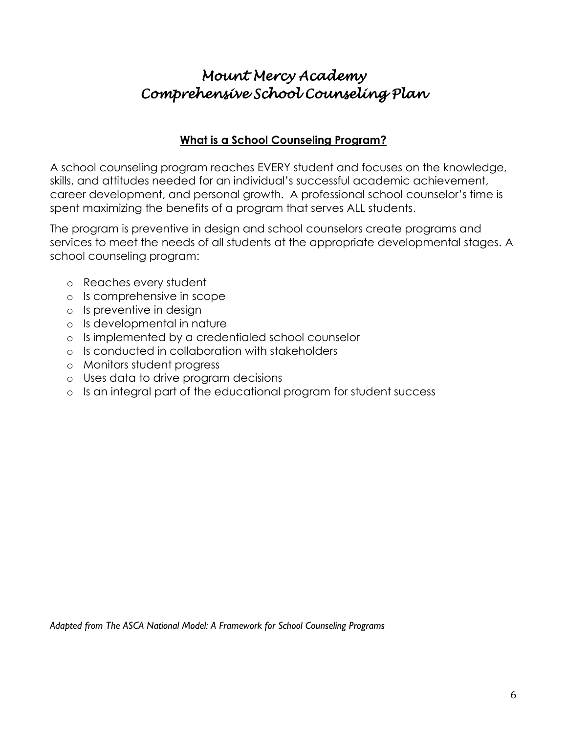# *Mount Mercy Academy*
# *Comprehensive School Counseling Plan*

## **What is a School Counseling Program?**

A school counseling program reaches EVERY student and focuses on the knowledge, skills, and attitudes needed for an individual's successful academic achievement, career development, and personal growth. A professional school counselor's time is spent maximizing the benefits of a program that serves ALL students.

The program is preventive in design and school counselors create programs and services to meet the needs of all students at the appropriate developmental stages. A school counseling program:

- Reaches every student
- Is comprehensive in scope
- Is preventive in design
- Is developmental in nature
- Is implemented by a credentialed school counselor
- Is conducted in collaboration with stakeholders
- Monitors student progress
- Uses data to drive program decisions
- Is an integral part of the educational program for student success

*Adapted from The ASCA National Model: A Framework for School Counseling Programs*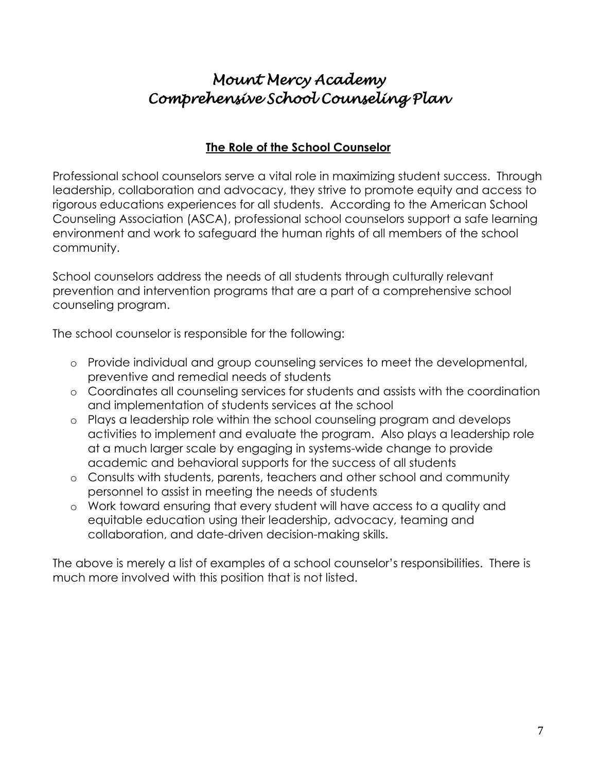# *Mount Mercy Academy*
# *Comprehensive School Counseling Plan*

## <u>**The Role of the School Counselor**</u>

Professional school counselors serve a vital role in maximizing student success. Through leadership, collaboration and advocacy, they strive to promote equity and access to rigorous educations experiences for all students. According to the American School Counseling Association (ASCA), professional school counselors support a safe learning environment and work to safeguard the human rights of all members of the school community.

School counselors address the needs of all students through culturally relevant prevention and intervention programs that are a part of a comprehensive school counseling program.

The school counselor is responsible for the following:

- Provide individual and group counseling services to meet the developmental, preventive and remedial needs of students
- Coordinates all counseling services for students and assists with the coordination and implementation of students services at the school
- Plays a leadership role within the school counseling program and develops activities to implement and evaluate the program. Also plays a leadership role at a much larger scale by engaging in systems-wide change to provide academic and behavioral supports for the success of all students
- Consults with students, parents, teachers and other school and community personnel to assist in meeting the needs of students
- Work toward ensuring that every student will have access to a quality and equitable education using their leadership, advocacy, teaming and collaboration, and date-driven decision-making skills.

The above is merely a list of examples of a school counselor's responsibilities. There is much more involved with this position that is not listed.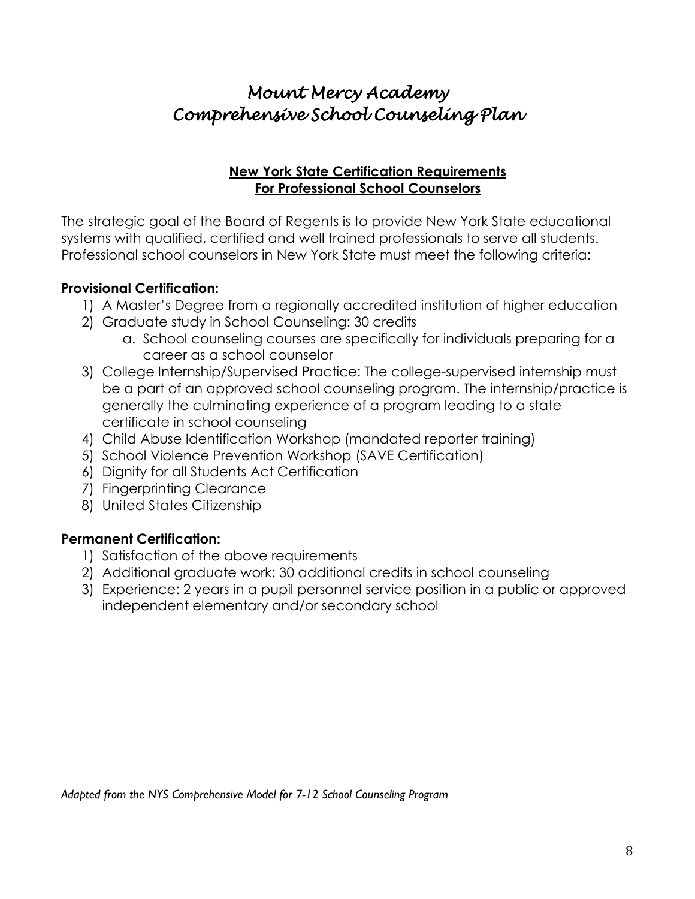# *Mount Mercy Academy*
# *Comprehensive School Counseling Plan*

## New York State Certification Requirements For Professional School Counselors

The strategic goal of the Board of Regents is to provide New York State educational systems with qualified, certified and well trained professionals to serve all students. Professional school counselors in New York State must meet the following criteria:

**Provisional Certification:**

1) A Master's Degree from a regionally accredited institution of higher education
2) Graduate study in School Counseling: 30 credits
   a. School counseling courses are specifically for individuals preparing for a career as a school counselor
3) College Internship/Supervised Practice: The college-supervised internship must be a part of an approved school counseling program. The internship/practice is generally the culminating experience of a program leading to a state certificate in school counseling
4) Child Abuse Identification Workshop (mandated reporter training)
5) School Violence Prevention Workshop (SAVE Certification)
6) Dignity for all Students Act Certification
7) Fingerprinting Clearance
8) United States Citizenship

**Permanent Certification:**

1) Satisfaction of the above requirements
2) Additional graduate work: 30 additional credits in school counseling
3) Experience: 2 years in a pupil personnel service position in a public or approved independent elementary and/or secondary school

*Adapted from the NYS Comprehensive Model for 7-12 School Counseling Program*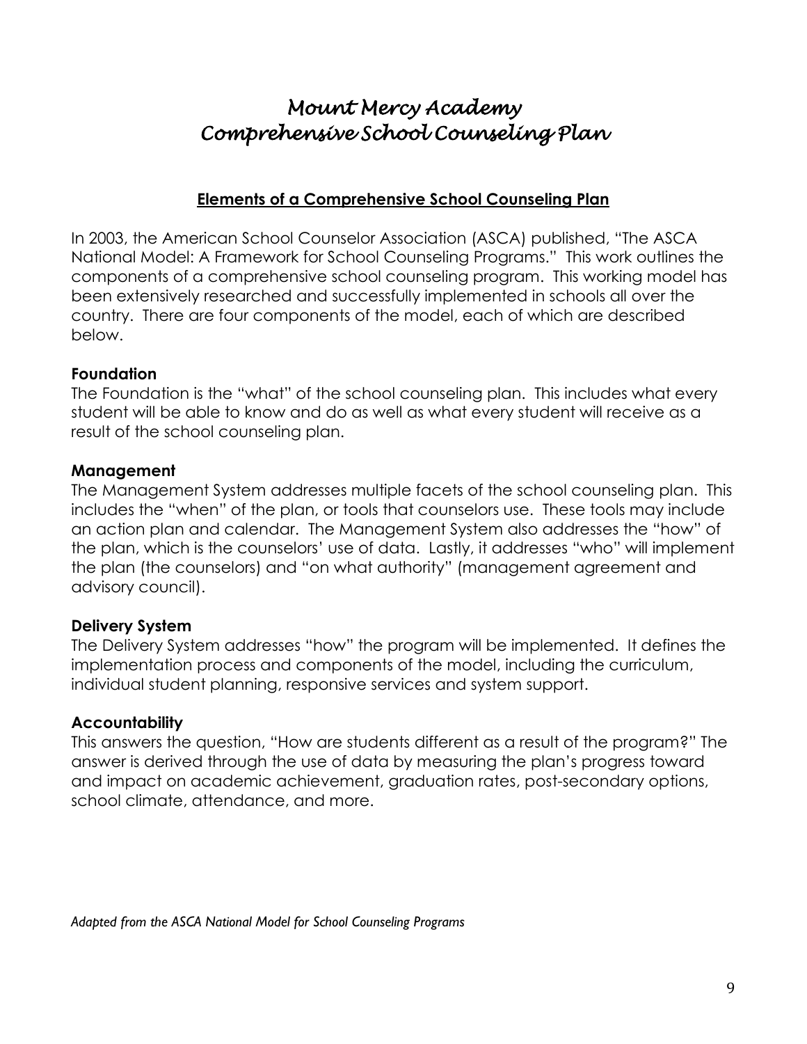# *Mount Mercy Academy*
# *Comprehensive School Counseling Plan*

## Elements of a Comprehensive School Counseling Plan

In 2003, the American School Counselor Association (ASCA) published, "The ASCA National Model: A Framework for School Counseling Programs." This work outlines the components of a comprehensive school counseling program. This working model has been extensively researched and successfully implemented in schools all over the country. There are four components of the model, each of which are described below.

### Foundation

The Foundation is the "what" of the school counseling plan. This includes what every student will be able to know and do as well as what every student will receive as a result of the school counseling plan.

### Management

The Management System addresses multiple facets of the school counseling plan. This includes the "when" of the plan, or tools that counselors use. These tools may include an action plan and calendar. The Management System also addresses the "how" of the plan, which is the counselors' use of data. Lastly, it addresses "who" will implement the plan (the counselors) and "on what authority" (management agreement and advisory council).

### Delivery System

The Delivery System addresses "how" the program will be implemented. It defines the implementation process and components of the model, including the curriculum, individual student planning, responsive services and system support.

### Accountability

This answers the question, "How are students different as a result of the program?" The answer is derived through the use of data by measuring the plan's progress toward and impact on academic achievement, graduation rates, post-secondary options, school climate, attendance, and more.

*Adapted from the ASCA National Model for School Counseling Programs*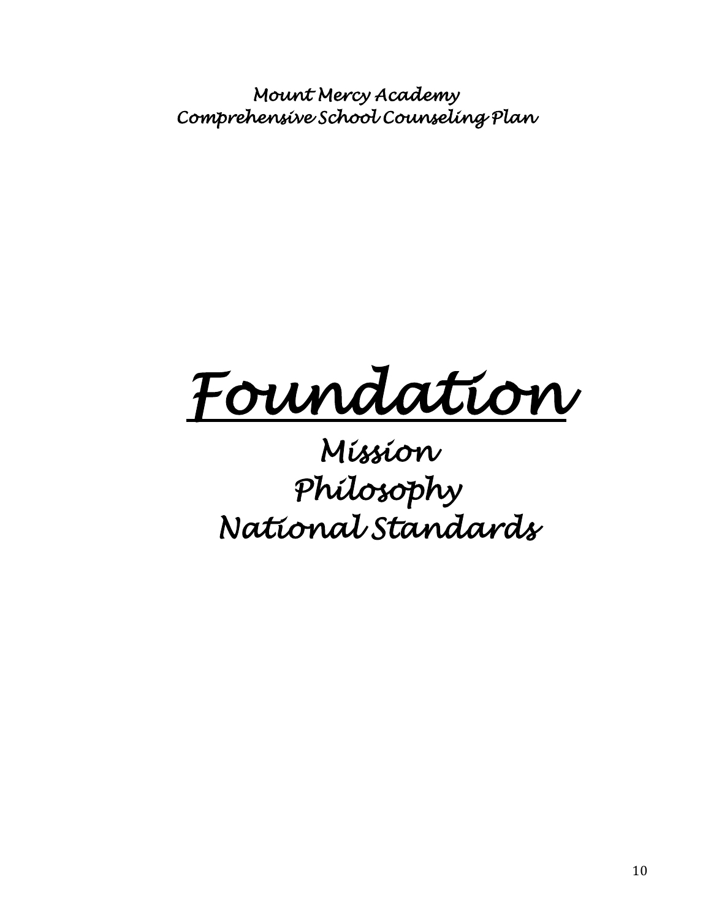*Mount Mercy Academy*
*Comprehensive School Counseling Plan*

# *Foundation*

## *Mission*
## *Philosophy*
## *National Standards*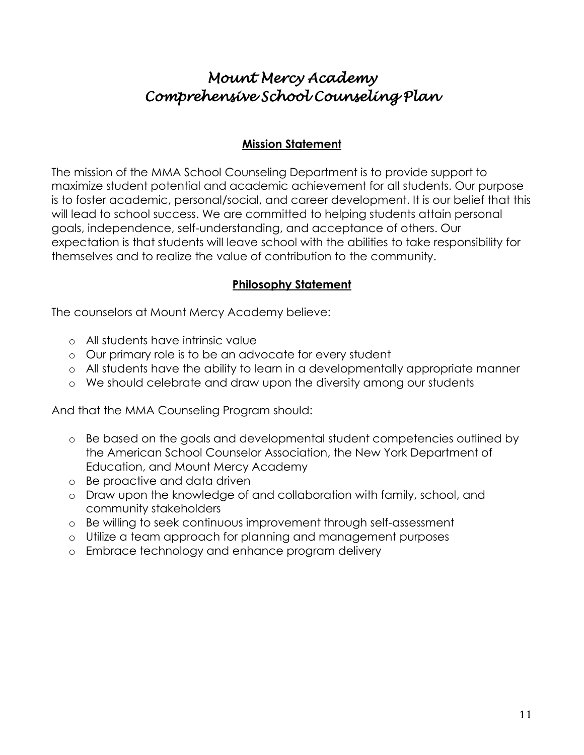# *Mount Mercy Academy*
# *Comprehensive School Counseling Plan*

## Mission Statement

The mission of the MMA School Counseling Department is to provide support to maximize student potential and academic achievement for all students. Our purpose is to foster academic, personal/social, and career development. It is our belief that this will lead to school success. We are committed to helping students attain personal goals, independence, self-understanding, and acceptance of others. Our expectation is that students will leave school with the abilities to take responsibility for themselves and to realize the value of contribution to the community.

## Philosophy Statement

The counselors at Mount Mercy Academy believe:

- All students have intrinsic value
- Our primary role is to be an advocate for every student
- All students have the ability to learn in a developmentally appropriate manner
- We should celebrate and draw upon the diversity among our students

And that the MMA Counseling Program should:

- Be based on the goals and developmental student competencies outlined by the American School Counselor Association, the New York Department of Education, and Mount Mercy Academy
- Be proactive and data driven
- Draw upon the knowledge of and collaboration with family, school, and community stakeholders
- Be willing to seek continuous improvement through self-assessment
- Utilize a team approach for planning and management purposes
- Embrace technology and enhance program delivery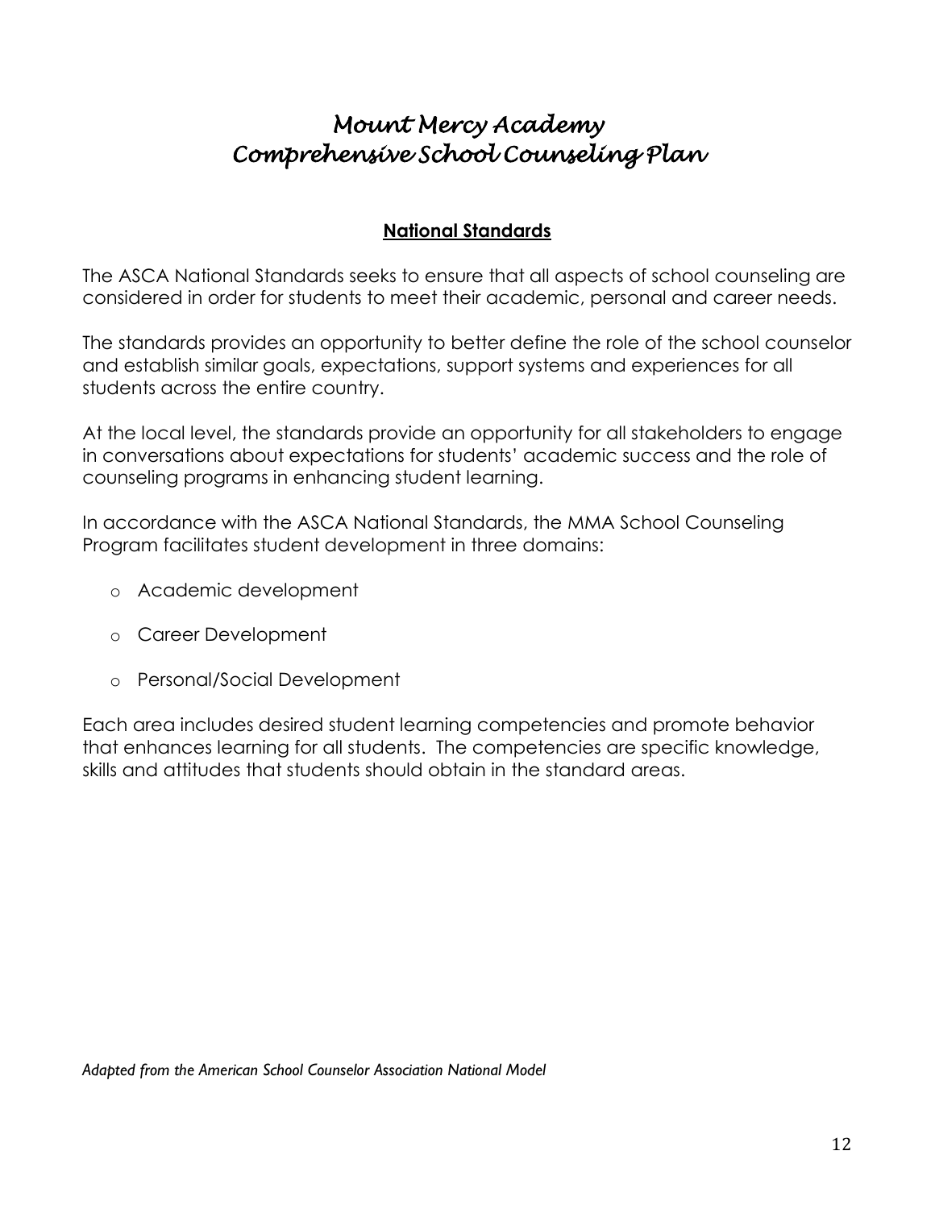# *Mount Mercy Academy*
# *Comprehensive School Counseling Plan*

## National Standards

The ASCA National Standards seeks to ensure that all aspects of school counseling are considered in order for students to meet their academic, personal and career needs.

The standards provides an opportunity to better define the role of the school counselor and establish similar goals, expectations, support systems and experiences for all students across the entire country.

At the local level, the standards provide an opportunity for all stakeholders to engage in conversations about expectations for students' academic success and the role of counseling programs in enhancing student learning.

In accordance with the ASCA National Standards, the MMA School Counseling Program facilitates student development in three domains:

- Academic development
- Career Development
- Personal/Social Development

Each area includes desired student learning competencies and promote behavior that enhances learning for all students. The competencies are specific knowledge, skills and attitudes that students should obtain in the standard areas.

*Adapted from the American School Counselor Association National Model*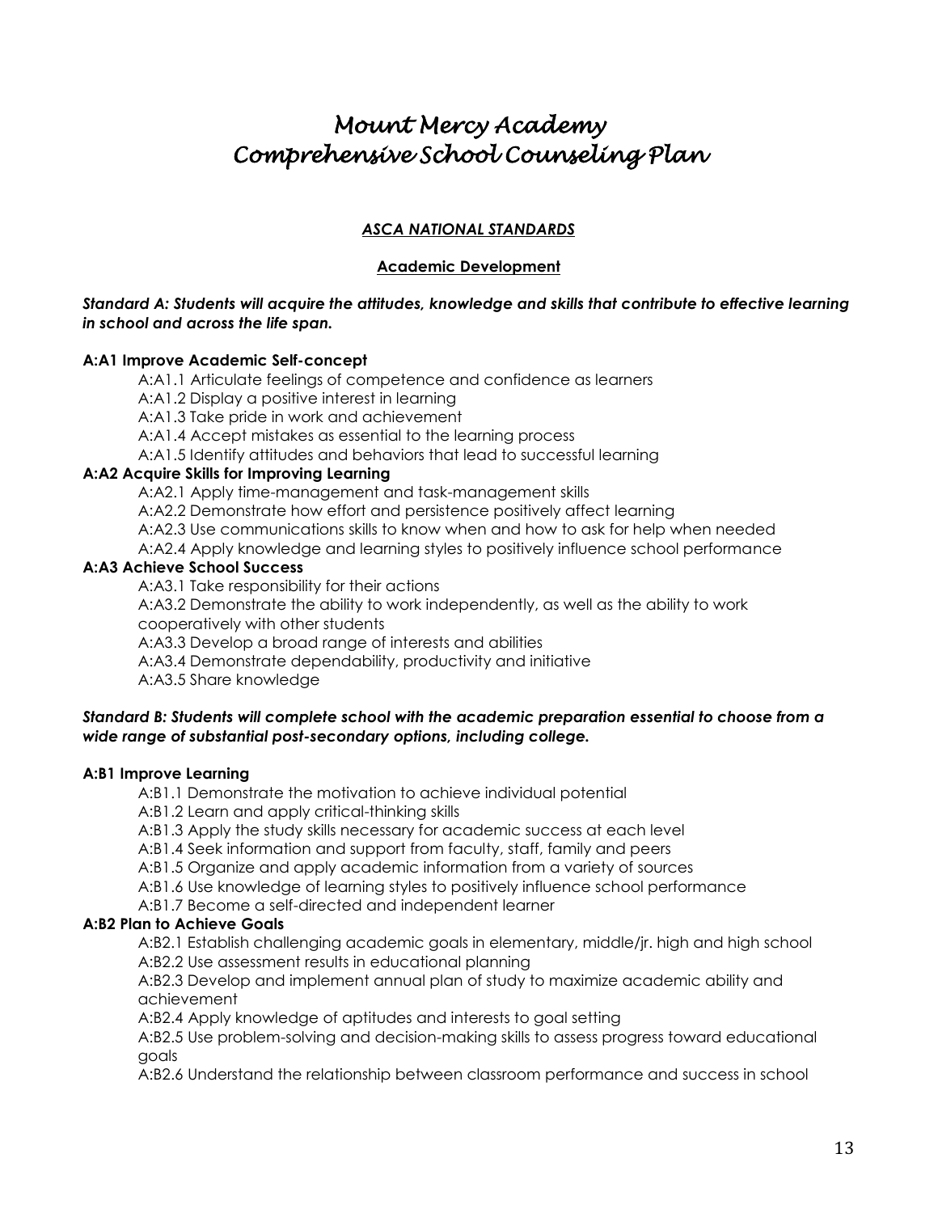# *Mount Mercy Academy*
# *Comprehensive School Counseling Plan*

### ***ASCA NATIONAL STANDARDS***

#### **Academic Development**

***Standard A: Students will acquire the attitudes, knowledge and skills that contribute to effective learning in school and across the life span.***

**A:A1 Improve Academic Self-concept**

- A:A1.1 Articulate feelings of competence and confidence as learners
- A:A1.2 Display a positive interest in learning
- A:A1.3 Take pride in work and achievement
- A:A1.4 Accept mistakes as essential to the learning process
- A:A1.5 Identify attitudes and behaviors that lead to successful learning

**A:A2 Acquire Skills for Improving Learning**

- A:A2.1 Apply time-management and task-management skills
- A:A2.2 Demonstrate how effort and persistence positively affect learning
- A:A2.3 Use communications skills to know when and how to ask for help when needed
- A:A2.4 Apply knowledge and learning styles to positively influence school performance

**A:A3 Achieve School Success**

- A:A3.1 Take responsibility for their actions
- A:A3.2 Demonstrate the ability to work independently, as well as the ability to work cooperatively with other students
- A:A3.3 Develop a broad range of interests and abilities
- A:A3.4 Demonstrate dependability, productivity and initiative
- A:A3.5 Share knowledge

***Standard B: Students will complete school with the academic preparation essential to choose from a wide range of substantial post-secondary options, including college.***

**A:B1 Improve Learning**

- A:B1.1 Demonstrate the motivation to achieve individual potential
- A:B1.2 Learn and apply critical-thinking skills
- A:B1.3 Apply the study skills necessary for academic success at each level
- A:B1.4 Seek information and support from faculty, staff, family and peers
- A:B1.5 Organize and apply academic information from a variety of sources
- A:B1.6 Use knowledge of learning styles to positively influence school performance
- A:B1.7 Become a self-directed and independent learner

**A:B2 Plan to Achieve Goals**

- A:B2.1 Establish challenging academic goals in elementary, middle/jr. high and high school
- A:B2.2 Use assessment results in educational planning
- A:B2.3 Develop and implement annual plan of study to maximize academic ability and achievement
- A:B2.4 Apply knowledge of aptitudes and interests to goal setting
- A:B2.5 Use problem-solving and decision-making skills to assess progress toward educational goals
- A:B2.6 Understand the relationship between classroom performance and success in school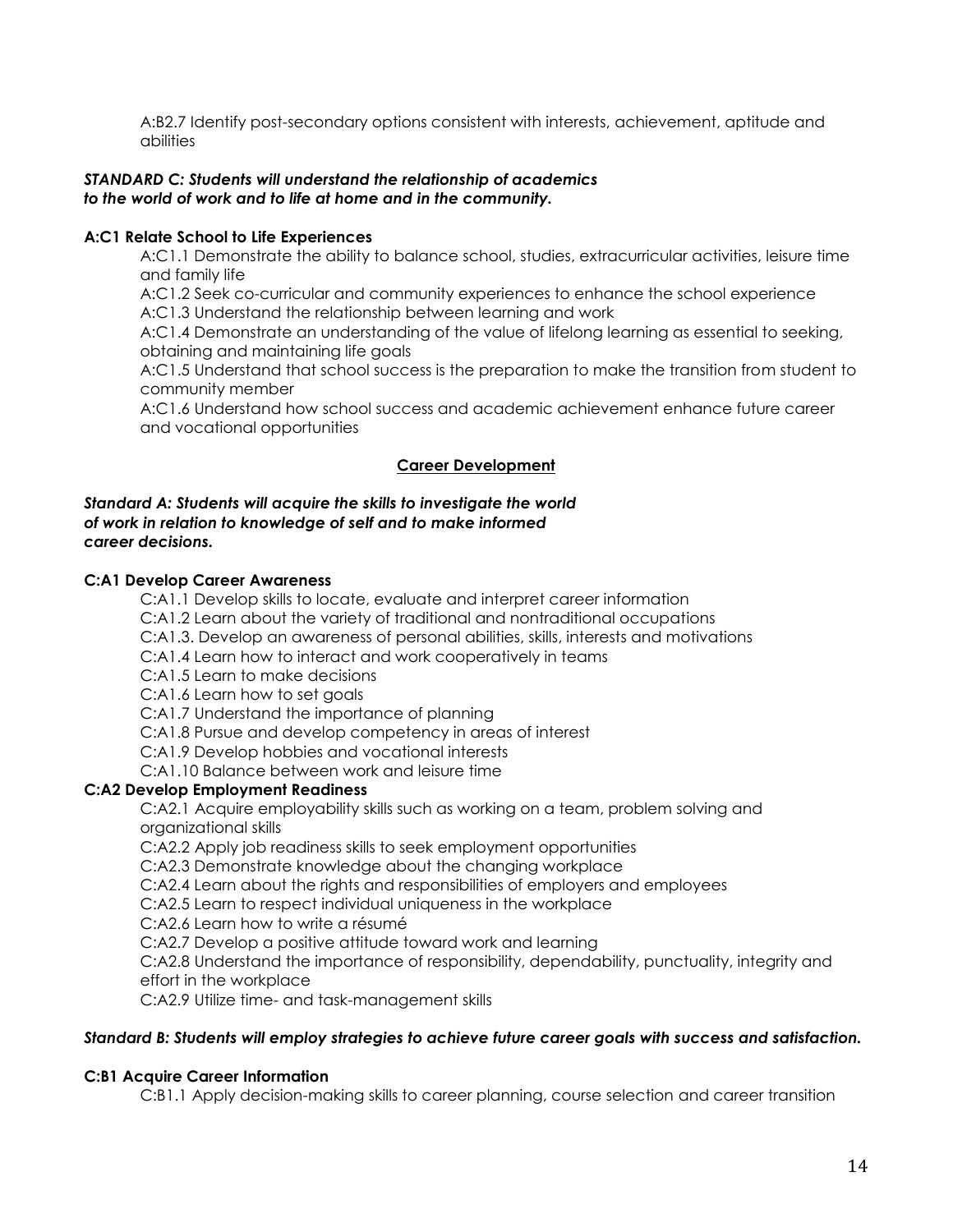A:B2.7 Identify post-secondary options consistent with interests, achievement, aptitude and abilities

***STANDARD C: Students will understand the relationship of academics to the world of work and to life at home and in the community.***

**A:C1 Relate School to Life Experiences**

A:C1.1 Demonstrate the ability to balance school, studies, extracurricular activities, leisure time and family life

A:C1.2 Seek co-curricular and community experiences to enhance the school experience

A:C1.3 Understand the relationship between learning and work

A:C1.4 Demonstrate an understanding of the value of lifelong learning as essential to seeking, obtaining and maintaining life goals

A:C1.5 Understand that school success is the preparation to make the transition from student to community member

A:C1.6 Understand how school success and academic achievement enhance future career and vocational opportunities

## Career Development

***Standard A: Students will acquire the skills to investigate the world of work in relation to knowledge of self and to make informed career decisions.***

**C:A1 Develop Career Awareness**

C:A1.1 Develop skills to locate, evaluate and interpret career information

C:A1.2 Learn about the variety of traditional and nontraditional occupations

C:A1.3. Develop an awareness of personal abilities, skills, interests and motivations

C:A1.4 Learn how to interact and work cooperatively in teams

C:A1.5 Learn to make decisions

C:A1.6 Learn how to set goals

C:A1.7 Understand the importance of planning

C:A1.8 Pursue and develop competency in areas of interest

C:A1.9 Develop hobbies and vocational interests

C:A1.10 Balance between work and leisure time

**C:A2 Develop Employment Readiness**

C:A2.1 Acquire employability skills such as working on a team, problem solving and organizational skills

C:A2.2 Apply job readiness skills to seek employment opportunities

C:A2.3 Demonstrate knowledge about the changing workplace

C:A2.4 Learn about the rights and responsibilities of employers and employees

C:A2.5 Learn to respect individual uniqueness in the workplace

C:A2.6 Learn how to write a résumé

C:A2.7 Develop a positive attitude toward work and learning

C:A2.8 Understand the importance of responsibility, dependability, punctuality, integrity and effort in the workplace

C:A2.9 Utilize time- and task-management skills

***Standard B: Students will employ strategies to achieve future career goals with success and satisfaction.***

**C:B1 Acquire Career Information**

C:B1.1 Apply decision-making skills to career planning, course selection and career transition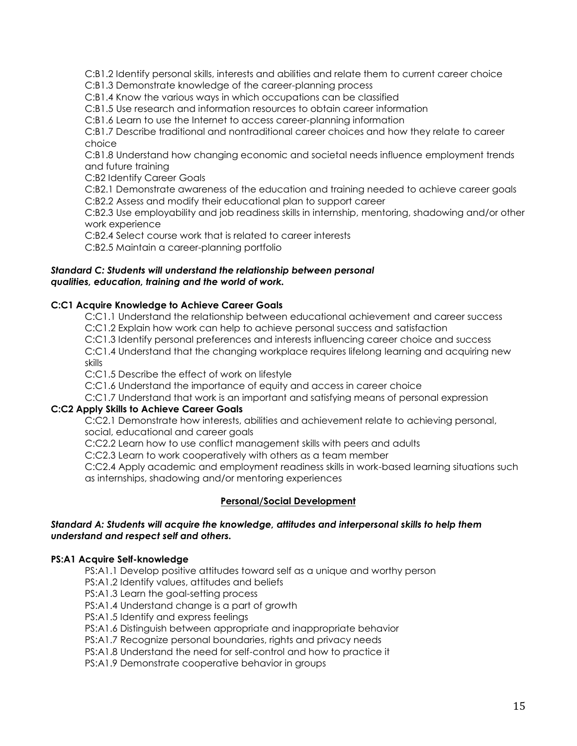C:B1.2 Identify personal skills, interests and abilities and relate them to current career choice

C:B1.3 Demonstrate knowledge of the career-planning process

C:B1.4 Know the various ways in which occupations can be classified

C:B1.5 Use research and information resources to obtain career information

C:B1.6 Learn to use the Internet to access career-planning information

C:B1.7 Describe traditional and nontraditional career choices and how they relate to career choice

C:B1.8 Understand how changing economic and societal needs influence employment trends and future training

C:B2 Identify Career Goals

C:B2.1 Demonstrate awareness of the education and training needed to achieve career goals

C:B2.2 Assess and modify their educational plan to support career

C:B2.3 Use employability and job readiness skills in internship, mentoring, shadowing and/or other work experience

C:B2.4 Select course work that is related to career interests

C:B2.5 Maintain a career-planning portfolio

***Standard C: Students will understand the relationship between personal qualities, education, training and the world of work.***

**C:C1 Acquire Knowledge to Achieve Career Goals**

C:C1.1 Understand the relationship between educational achievement and career success

C:C1.2 Explain how work can help to achieve personal success and satisfaction

C:C1.3 Identify personal preferences and interests influencing career choice and success

C:C1.4 Understand that the changing workplace requires lifelong learning and acquiring new skills

C:C1.5 Describe the effect of work on lifestyle

C:C1.6 Understand the importance of equity and access in career choice

C:C1.7 Understand that work is an important and satisfying means of personal expression

**C:C2 Apply Skills to Achieve Career Goals**

C:C2.1 Demonstrate how interests, abilities and achievement relate to achieving personal, social, educational and career goals

C:C2.2 Learn how to use conflict management skills with peers and adults

C:C2.3 Learn to work cooperatively with others as a team member

C:C2.4 Apply academic and employment readiness skills in work-based learning situations such as internships, shadowing and/or mentoring experiences

## Personal/Social Development

***Standard A: Students will acquire the knowledge, attitudes and interpersonal skills to help them understand and respect self and others.***

**PS:A1 Acquire Self-knowledge**

PS:A1.1 Develop positive attitudes toward self as a unique and worthy person

PS:A1.2 Identify values, attitudes and beliefs

PS:A1.3 Learn the goal-setting process

PS:A1.4 Understand change is a part of growth

PS:A1.5 Identify and express feelings

PS:A1.6 Distinguish between appropriate and inappropriate behavior

PS:A1.7 Recognize personal boundaries, rights and privacy needs

PS:A1.8 Understand the need for self-control and how to practice it

PS:A1.9 Demonstrate cooperative behavior in groups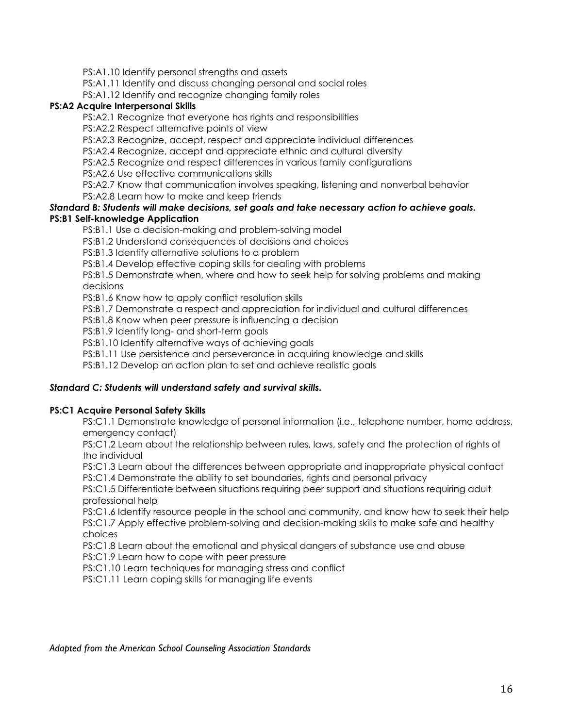PS:A1.10 Identify personal strengths and assets

PS:A1.11 Identify and discuss changing personal and social roles

PS:A1.12 Identify and recognize changing family roles

**PS:A2 Acquire Interpersonal Skills**

PS:A2.1 Recognize that everyone has rights and responsibilities

PS:A2.2 Respect alternative points of view

PS:A2.3 Recognize, accept, respect and appreciate individual differences

PS:A2.4 Recognize, accept and appreciate ethnic and cultural diversity

PS:A2.5 Recognize and respect differences in various family configurations

PS:A2.6 Use effective communications skills

PS:A2.7 Know that communication involves speaking, listening and nonverbal behavior

PS:A2.8 Learn how to make and keep friends

***Standard B: Students will make decisions, set goals and take necessary action to achieve goals.***

**PS:B1 Self-knowledge Application**

PS:B1.1 Use a decision-making and problem-solving model

PS:B1.2 Understand consequences of decisions and choices

PS:B1.3 Identify alternative solutions to a problem

PS:B1.4 Develop effective coping skills for dealing with problems

PS:B1.5 Demonstrate when, where and how to seek help for solving problems and making decisions

PS:B1.6 Know how to apply conflict resolution skills

PS:B1.7 Demonstrate a respect and appreciation for individual and cultural differences

PS:B1.8 Know when peer pressure is influencing a decision

PS:B1.9 Identify long- and short-term goals

PS:B1.10 Identify alternative ways of achieving goals

PS:B1.11 Use persistence and perseverance in acquiring knowledge and skills

PS:B1.12 Develop an action plan to set and achieve realistic goals

***Standard C: Students will understand safety and survival skills.***

**PS:C1 Acquire Personal Safety Skills**

PS:C1.1 Demonstrate knowledge of personal information (i.e., telephone number, home address, emergency contact)

PS:C1.2 Learn about the relationship between rules, laws, safety and the protection of rights of the individual

PS:C1.3 Learn about the differences between appropriate and inappropriate physical contact

PS:C1.4 Demonstrate the ability to set boundaries, rights and personal privacy

PS:C1.5 Differentiate between situations requiring peer support and situations requiring adult professional help

PS:C1.6 Identify resource people in the school and community, and know how to seek their help

PS:C1.7 Apply effective problem-solving and decision-making skills to make safe and healthy choices

PS:C1.8 Learn about the emotional and physical dangers of substance use and abuse

PS:C1.9 Learn how to cope with peer pressure

PS:C1.10 Learn techniques for managing stress and conflict

PS:C1.11 Learn coping skills for managing life events

*Adapted from the American School Counseling Association Standards*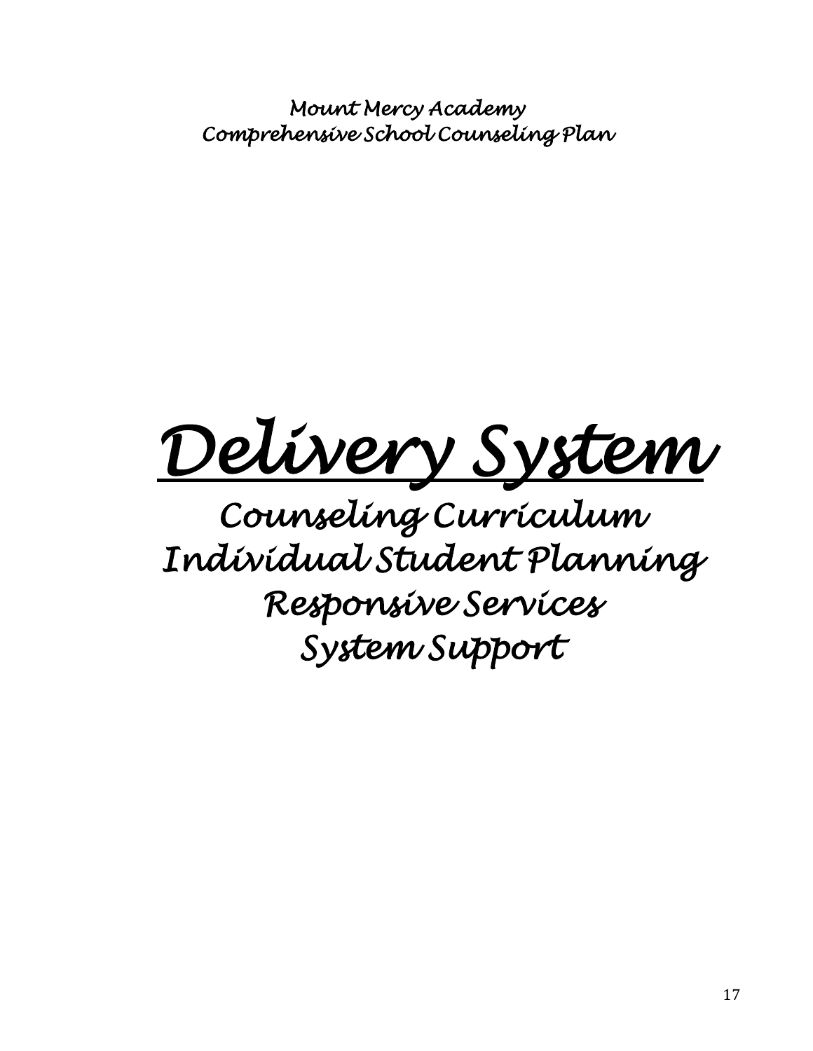*Mount Mercy Academy*
*Comprehensive School Counseling Plan*

# *Delivery System*

## *Counseling Curriculum*
## *Individual Student Planning*
## *Responsive Services*
## *System Support*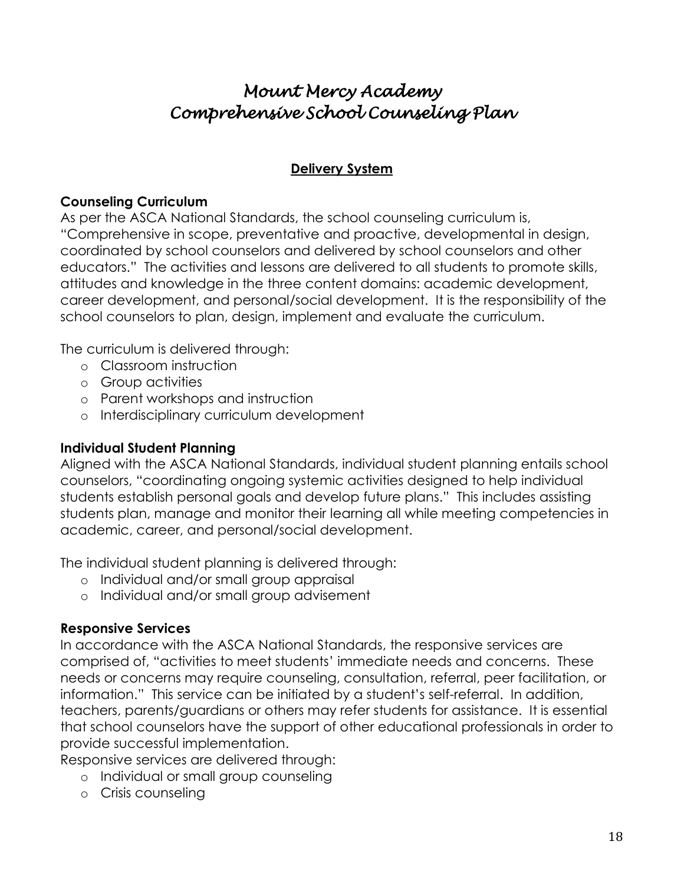# *Mount Mercy Academy*
# *Comprehensive School Counseling Plan*

## Delivery System

**Counseling Curriculum**
As per the ASCA National Standards, the school counseling curriculum is, "Comprehensive in scope, preventative and proactive, developmental in design, coordinated by school counselors and delivered by school counselors and other educators." The activities and lessons are delivered to all students to promote skills, attitudes and knowledge in the three content domains: academic development, career development, and personal/social development. It is the responsibility of the school counselors to plan, design, implement and evaluate the curriculum.

The curriculum is delivered through:

- Classroom instruction
- Group activities
- Parent workshops and instruction
- Interdisciplinary curriculum development

**Individual Student Planning**
Aligned with the ASCA National Standards, individual student planning entails school counselors, "coordinating ongoing systemic activities designed to help individual students establish personal goals and develop future plans." This includes assisting students plan, manage and monitor their learning all while meeting competencies in academic, career, and personal/social development.

The individual student planning is delivered through:

- Individual and/or small group appraisal
- Individual and/or small group advisement

**Responsive Services**
In accordance with the ASCA National Standards, the responsive services are comprised of, "activities to meet students' immediate needs and concerns. These needs or concerns may require counseling, consultation, referral, peer facilitation, or information." This service can be initiated by a student's self-referral. In addition, teachers, parents/guardians or others may refer students for assistance. It is essential that school counselors have the support of other educational professionals in order to provide successful implementation.
Responsive services are delivered through:

- Individual or small group counseling
- Crisis counseling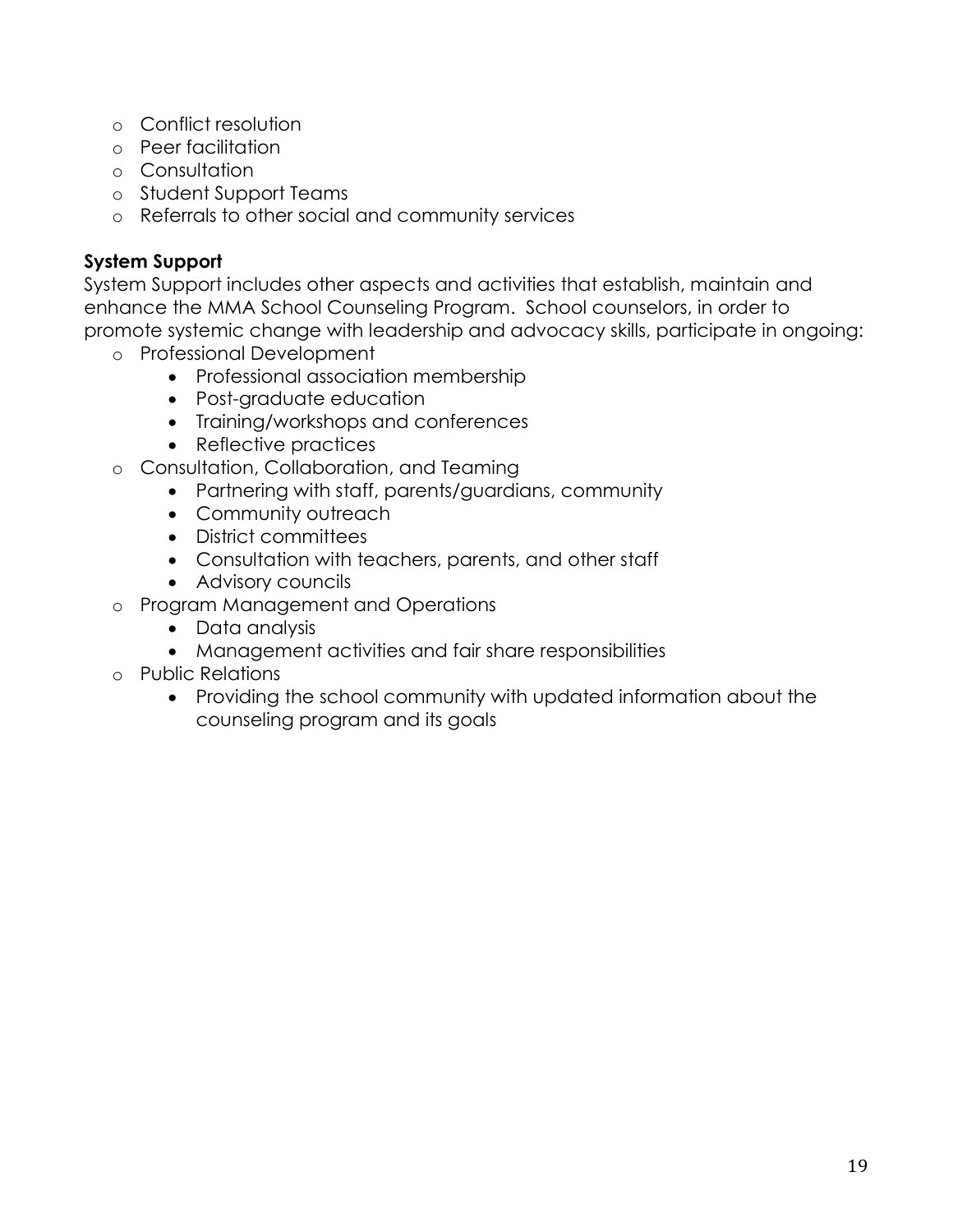- Conflict resolution
- Peer facilitation
- Consultation
- Student Support Teams
- Referrals to other social and community services

**System Support**

System Support includes other aspects and activities that establish, maintain and enhance the MMA School Counseling Program. School counselors, in order to promote systemic change with leadership and advocacy skills, participate in ongoing:

- Professional Development
    - Professional association membership
    - Post-graduate education
    - Training/workshops and conferences
    - Reflective practices
- Consultation, Collaboration, and Teaming
    - Partnering with staff, parents/guardians, community
    - Community outreach
    - District committees
    - Consultation with teachers, parents, and other staff
    - Advisory councils
- Program Management and Operations
    - Data analysis
    - Management activities and fair share responsibilities
- Public Relations
    - Providing the school community with updated information about the counseling program and its goals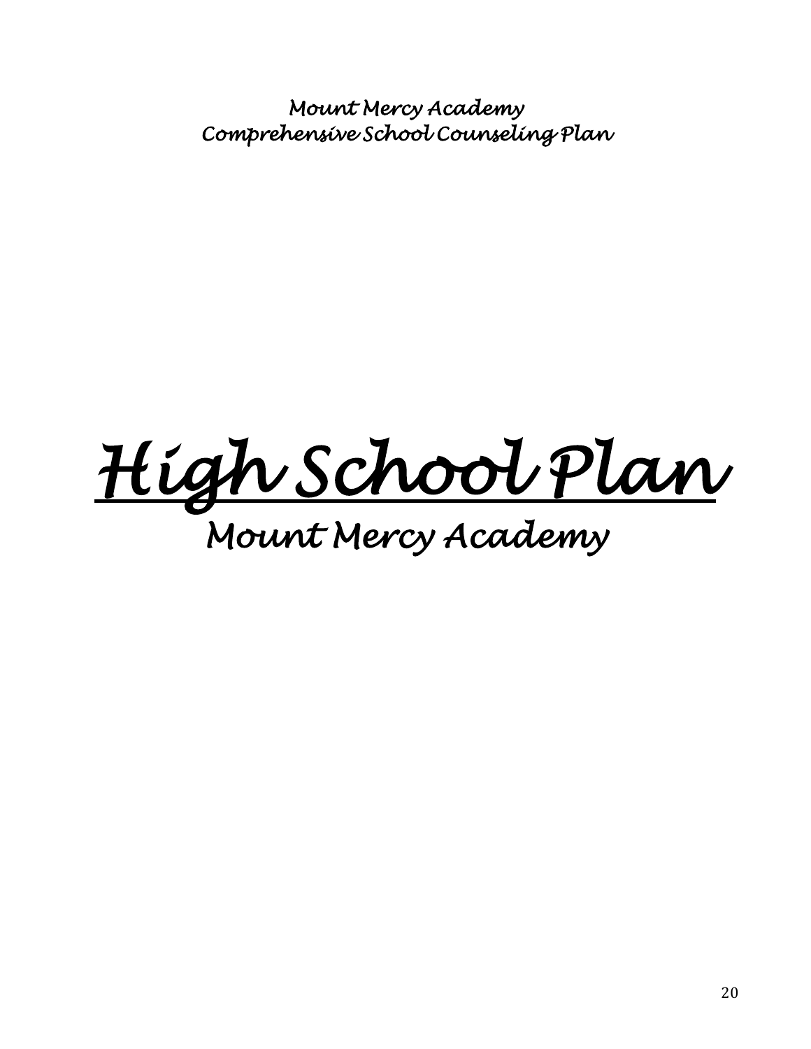*Mount Mercy Academy*
*Comprehensive School Counseling Plan*

# *High School Plan*

## *Mount Mercy Academy*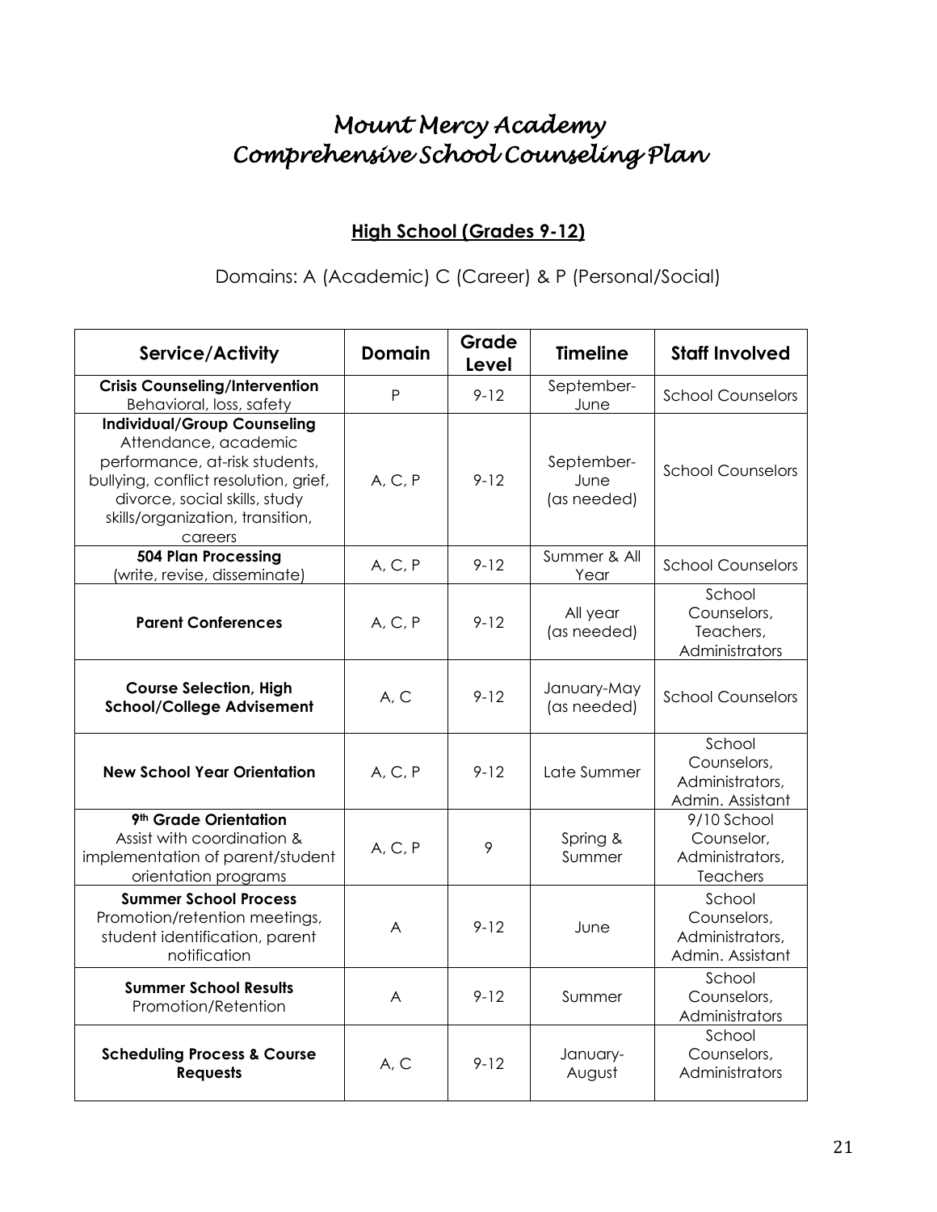# *Mount Mercy Academy*
# *Comprehensive School Counseling Plan*

## **High School (Grades 9-12)**

Domains: A (Academic) C (Career) & P (Personal/Social)

| Service/Activity | Domain | Grade Level | Timeline | Staff Involved |
|---|---|---|---|---|
| **Crisis Counseling/Intervention** Behavioral, loss, safety | P | 9-12 | September-June | School Counselors |
| **Individual/Group Counseling** Attendance, academic performance, at-risk students, bullying, conflict resolution, grief, divorce, social skills, study skills/organization, transition, careers | A, C, P | 9-12 | September-June (as needed) | School Counselors |
| **504 Plan Processing** (write, revise, disseminate) | A, C, P | 9-12 | Summer & All Year | School Counselors |
| **Parent Conferences** | A, C, P | 9-12 | All year (as needed) | School Counselors, Teachers, Administrators |
| **Course Selection, High School/College Advisement** | A, C | 9-12 | January-May (as needed) | School Counselors |
| **New School Year Orientation** | A, C, P | 9-12 | Late Summer | School Counselors, Administrators, Admin. Assistant |
| **9th Grade Orientation** Assist with coordination & implementation of parent/student orientation programs | A, C, P | 9 | Spring & Summer | 9/10 School Counselor, Administrators, Teachers |
| **Summer School Process** Promotion/retention meetings, student identification, parent notification | A | 9-12 | June | School Counselors, Administrators, Admin. Assistant |
| **Summer School Results** Promotion/Retention | A | 9-12 | Summer | School Counselors, Administrators |
| **Scheduling Process & Course Requests** | A, C | 9-12 | January-August | School Counselors, Administrators |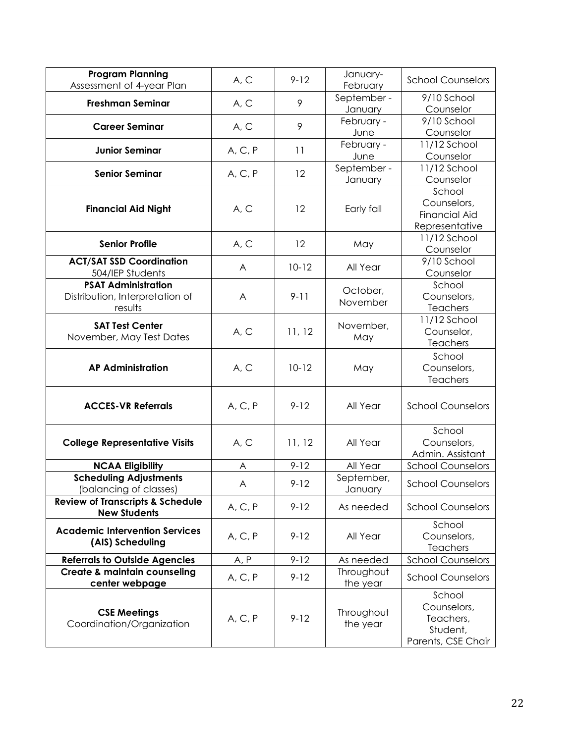| **Program Planning** Assessment of 4-year Plan | A, C | 9-12 | January-February | School Counselors |
|---|---|---|---|---|
| **Freshman Seminar** | A, C | 9 | September - January | 9/10 School Counselor |
| **Career Seminar** | A, C | 9 | February - June | 9/10 School Counselor |
| **Junior Seminar** | A, C, P | 11 | February - June | 11/12 School Counselor |
| **Senior Seminar** | A, C, P | 12 | September - January | 11/12 School Counselor |
| **Financial Aid Night** | A, C | 12 | Early fall | School Counselors, Financial Aid Representative |
| **Senior Profile** | A, C | 12 | May | 11/12 School Counselor |
| **ACT/SAT SSD Coordination** 504/IEP Students | A | 10-12 | All Year | 9/10 School Counselor |
| **PSAT Administration** Distribution, Interpretation of results | A | 9-11 | October, November | School Counselors, Teachers |
| **SAT Test Center** November, May Test Dates | A, C | 11, 12 | November, May | 11/12 School Counselor, Teachers |
| **AP Administration** | A, C | 10-12 | May | School Counselors, Teachers |
| **ACCES-VR Referrals** | A, C, P | 9-12 | All Year | School Counselors |
| **College Representative Visits** | A, C | 11, 12 | All Year | School Counselors, Admin. Assistant |
| **NCAA Eligibility** | A | 9-12 | All Year | School Counselors |
| **Scheduling Adjustments** (balancing of classes) | A | 9-12 | September, January | School Counselors |
| **Review of Transcripts & Schedule New Students** | A, C, P | 9-12 | As needed | School Counselors |
| **Academic Intervention Services (AIS) Scheduling** | A, C, P | 9-12 | All Year | School Counselors, Teachers |
| **Referrals to Outside Agencies** | A, P | 9-12 | As needed | School Counselors |
| **Create & maintain counseling center webpage** | A, C, P | 9-12 | Throughout the year | School Counselors |
| **CSE Meetings** Coordination/Organization | A, C, P | 9-12 | Throughout the year | School Counselors, Teachers, Student, Parents, CSE Chair |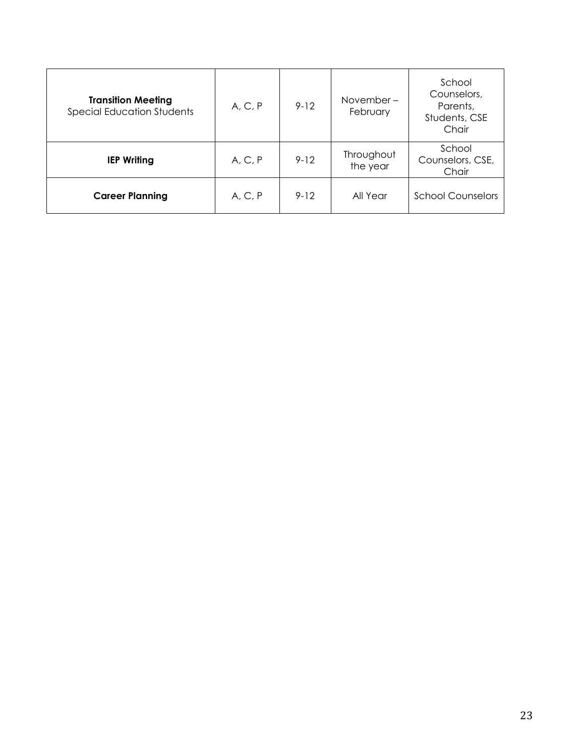| **Transition Meeting** Special Education Students | A, C, P | 9-12 | November – February | School Counselors, Parents, Students, CSE Chair |
|---|---|---|---|---|
| **IEP Writing** | A, C, P | 9-12 | Throughout the year | School Counselors, CSE, Chair |
| **Career Planning** | A, C, P | 9-12 | All Year | School Counselors |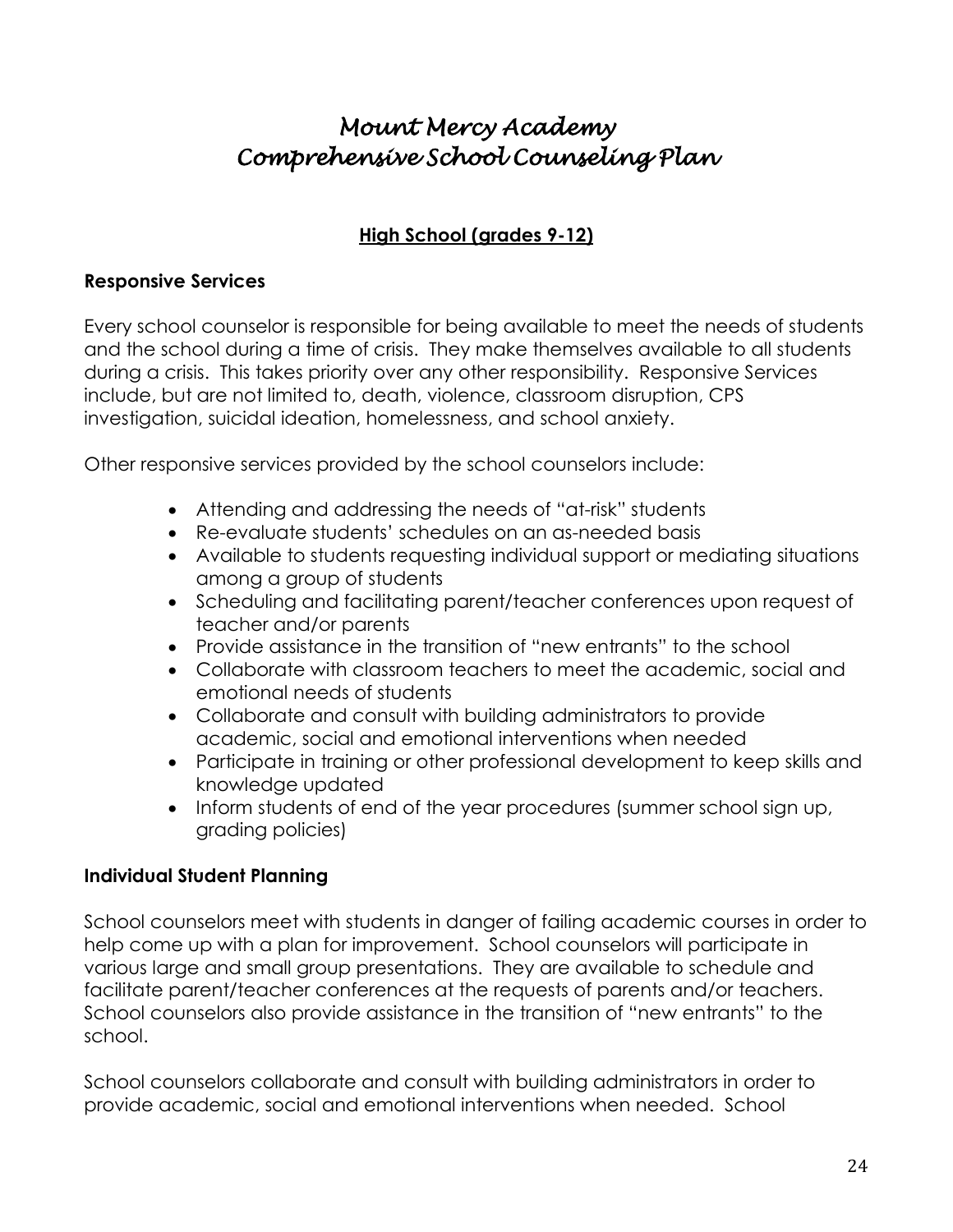# *Mount Mercy Academy*
# *Comprehensive School Counseling Plan*

## High School (grades 9-12)

### Responsive Services

Every school counselor is responsible for being available to meet the needs of students and the school during a time of crisis. They make themselves available to all students during a crisis. This takes priority over any other responsibility. Responsive Services include, but are not limited to, death, violence, classroom disruption, CPS investigation, suicidal ideation, homelessness, and school anxiety.

Other responsive services provided by the school counselors include:

- Attending and addressing the needs of "at-risk" students
- Re-evaluate students' schedules on an as-needed basis
- Available to students requesting individual support or mediating situations among a group of students
- Scheduling and facilitating parent/teacher conferences upon request of teacher and/or parents
- Provide assistance in the transition of "new entrants" to the school
- Collaborate with classroom teachers to meet the academic, social and emotional needs of students
- Collaborate and consult with building administrators to provide academic, social and emotional interventions when needed
- Participate in training or other professional development to keep skills and knowledge updated
- Inform students of end of the year procedures (summer school sign up, grading policies)

### Individual Student Planning

School counselors meet with students in danger of failing academic courses in order to help come up with a plan for improvement. School counselors will participate in various large and small group presentations. They are available to schedule and facilitate parent/teacher conferences at the requests of parents and/or teachers. School counselors also provide assistance in the transition of "new entrants" to the school.

School counselors collaborate and consult with building administrators in order to provide academic, social and emotional interventions when needed. School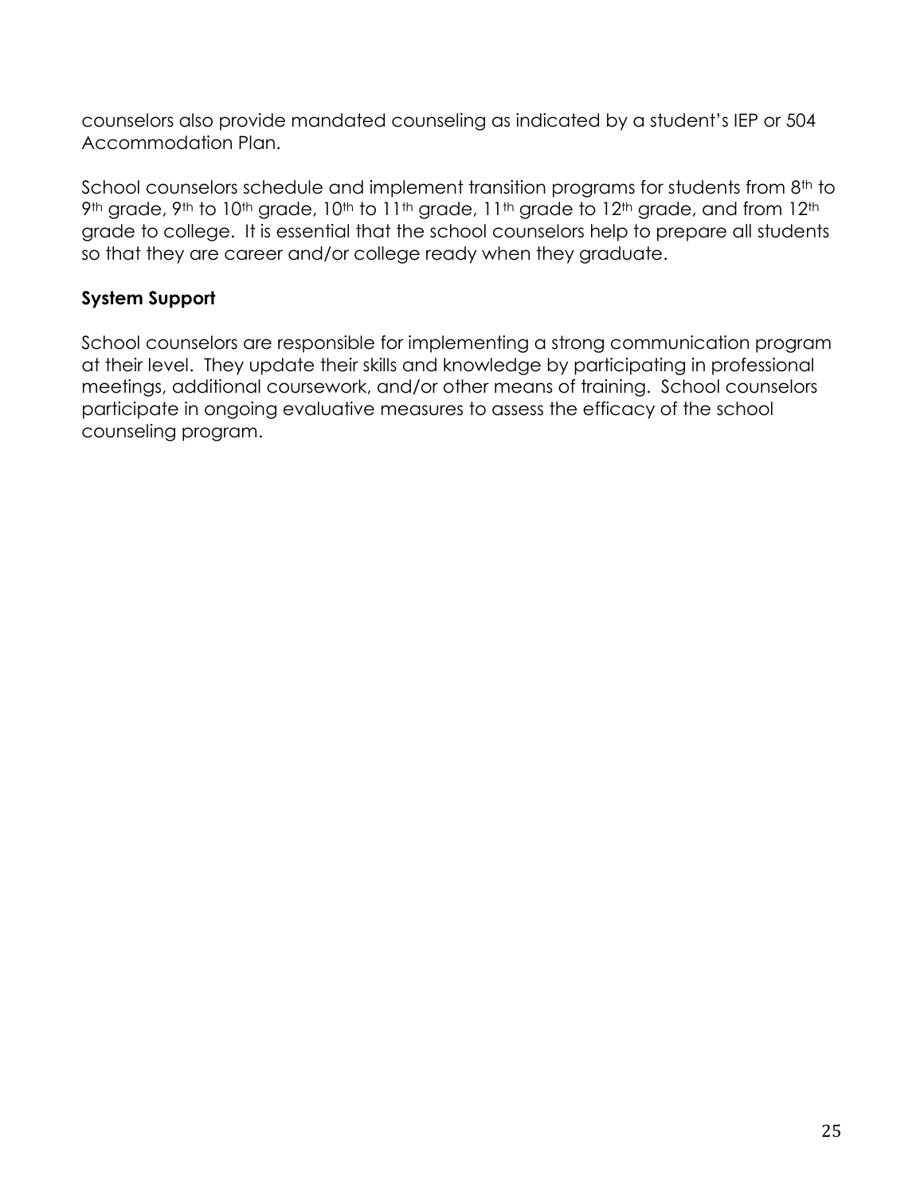counselors also provide mandated counseling as indicated by a student's IEP or 504 Accommodation Plan.

School counselors schedule and implement transition programs for students from 8th to 9th grade, 9th to 10th grade, 10th to 11th grade, 11th grade to 12th grade, and from 12th grade to college. It is essential that the school counselors help to prepare all students so that they are career and/or college ready when they graduate.

**System Support**

School counselors are responsible for implementing a strong communication program at their level. They update their skills and knowledge by participating in professional meetings, additional coursework, and/or other means of training. School counselors participate in ongoing evaluative measures to assess the efficacy of the school counseling program.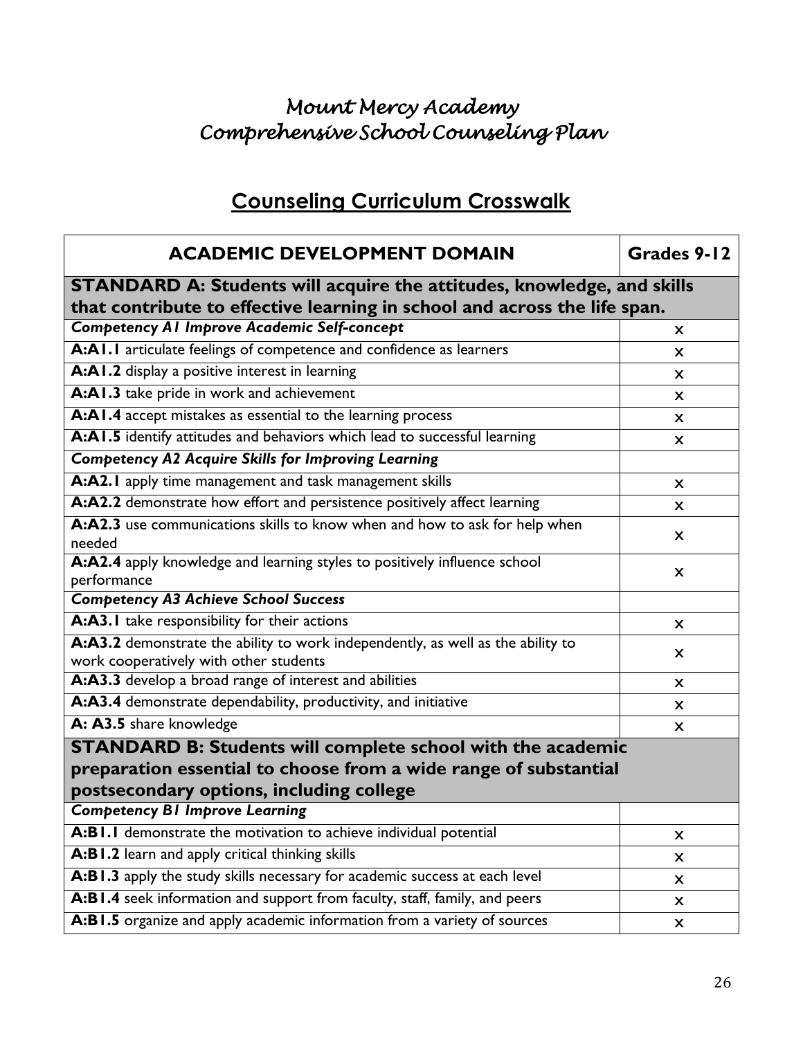# Mount Mercy Academy
# Comprehensive School Counseling Plan

## Counseling Curriculum Crosswalk

| ACADEMIC DEVELOPMENT DOMAIN | Grades 9-12 |
|---|---|
| **STANDARD A: Students will acquire the attitudes, knowledge, and skills that contribute to effective learning in school and across the life span.** | |
| ***Competency A1 Improve Academic Self-concept*** | x |
| **A:A1.1** articulate feelings of competence and confidence as learners | x |
| **A:A1.2** display a positive interest in learning | x |
| **A:A1.3** take pride in work and achievement | x |
| **A:A1.4** accept mistakes as essential to the learning process | x |
| **A:A1.5** identify attitudes and behaviors which lead to successful learning | x |
| ***Competency A2 Acquire Skills for Improving Learning*** | |
| **A:A2.1** apply time management and task management skills | x |
| **A:A2.2** demonstrate how effort and persistence positively affect learning | x |
| **A:A2.3** use communications skills to know when and how to ask for help when needed | x |
| **A:A2.4** apply knowledge and learning styles to positively influence school performance | x |
| ***Competency A3 Achieve School Success*** | |
| **A:A3.1** take responsibility for their actions | x |
| **A:A3.2** demonstrate the ability to work independently, as well as the ability to work cooperatively with other students | x |
| **A:A3.3** develop a broad range of interest and abilities | x |
| **A:A3.4** demonstrate dependability, productivity, and initiative | x |
| **A: A3.5** share knowledge | x |
| **STANDARD B: Students will complete school with the academic preparation essential to choose from a wide range of substantial postsecondary options, including college** | |
| ***Competency B1 Improve Learning*** | |
| **A:B1.1** demonstrate the motivation to achieve individual potential | x |
| **A:B1.2** learn and apply critical thinking skills | x |
| **A:B1.3** apply the study skills necessary for academic success at each level | x |
| **A:B1.4** seek information and support from faculty, staff, family, and peers | x |
| **A:B1.5** organize and apply academic information from a variety of sources | x |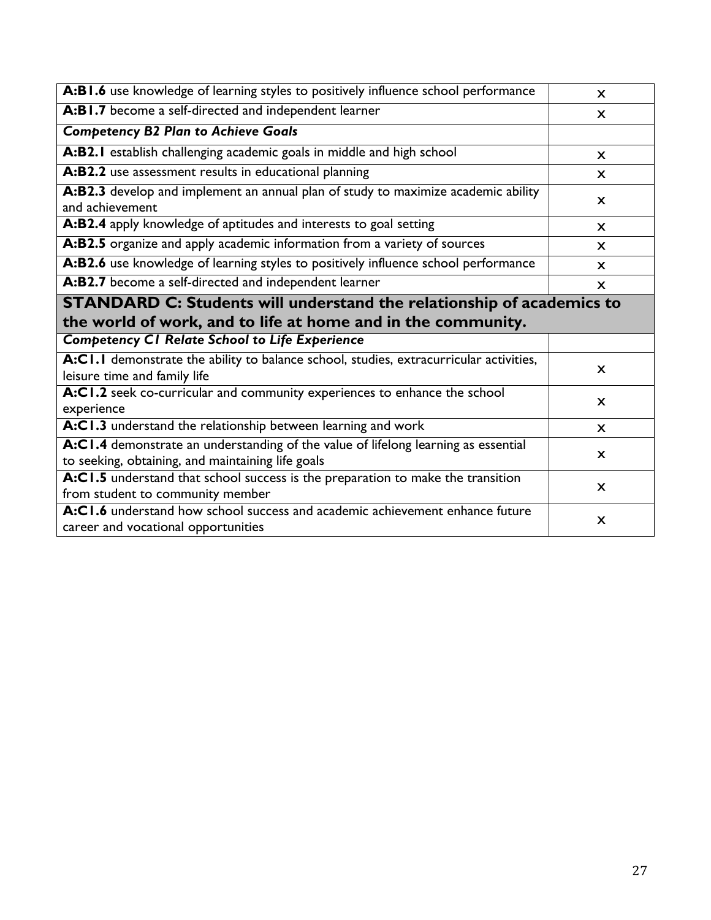| | |
|---|---|
| **A:B1.6** use knowledge of learning styles to positively influence school performance | x |
| **A:B1.7** become a self-directed and independent learner | x |
| ***Competency B2 Plan to Achieve Goals*** | |
| **A:B2.1** establish challenging academic goals in middle and high school | x |
| **A:B2.2** use assessment results in educational planning | x |
| **A:B2.3** develop and implement an annual plan of study to maximize academic ability and achievement | x |
| **A:B2.4** apply knowledge of aptitudes and interests to goal setting | x |
| **A:B2.5** organize and apply academic information from a variety of sources | x |
| **A:B2.6** use knowledge of learning styles to positively influence school performance | x |
| **A:B2.7** become a self-directed and independent learner | x |
| **STANDARD C: Students will understand the relationship of academics to the world of work, and to life at home and in the community.** | |
| ***Competency C1 Relate School to Life Experience*** | |
| **A:C1.1** demonstrate the ability to balance school, studies, extracurricular activities, leisure time and family life | x |
| **A:C1.2** seek co-curricular and community experiences to enhance the school experience | x |
| **A:C1.3** understand the relationship between learning and work | x |
| **A:C1.4** demonstrate an understanding of the value of lifelong learning as essential to seeking, obtaining, and maintaining life goals | x |
| **A:C1.5** understand that school success is the preparation to make the transition from student to community member | x |
| **A:C1.6** understand how school success and academic achievement enhance future career and vocational opportunities | x |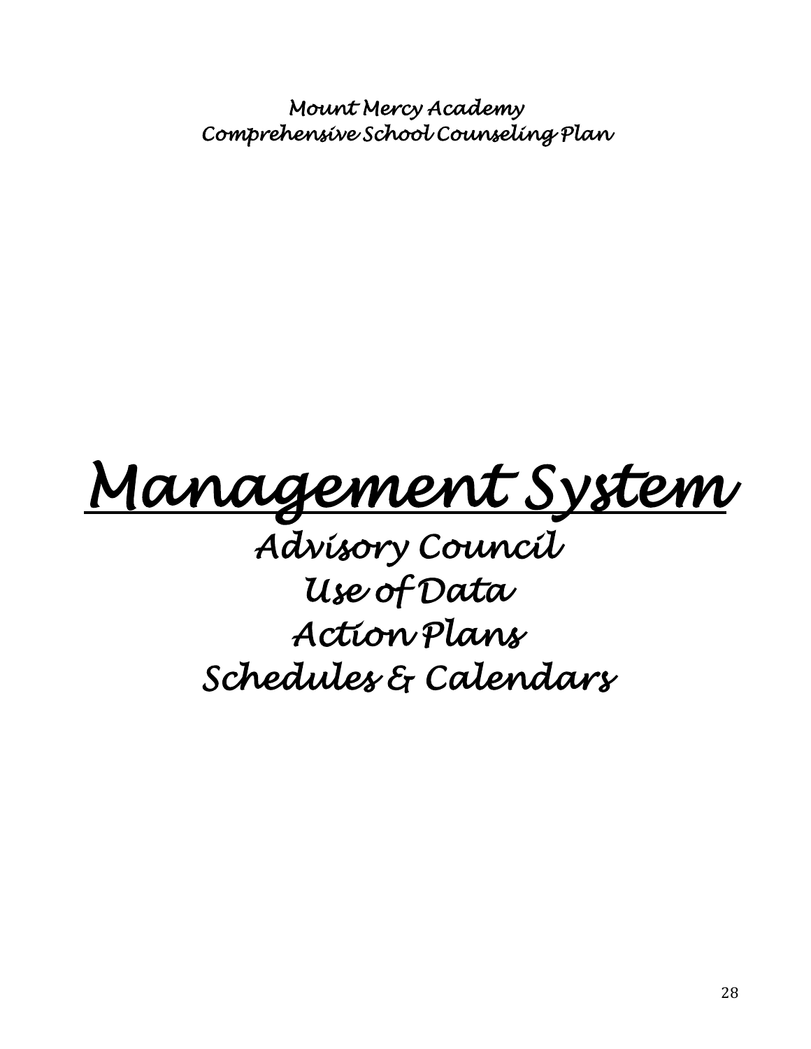*Mount Mercy Academy*
*Comprehensive School Counseling Plan*

# *Management System*

## *Advisory Council*
## *Use of Data*
## *Action Plans*
## *Schedules & Calendars*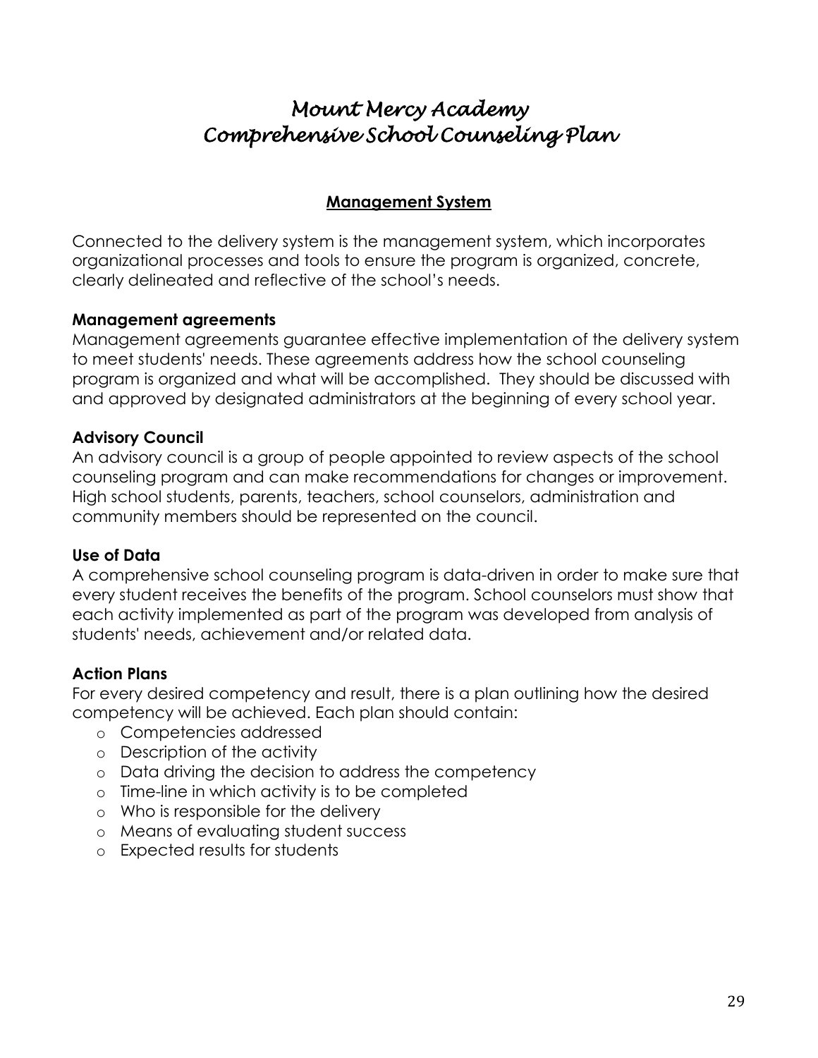# *Mount Mercy Academy*
# *Comprehensive School Counseling Plan*

## Management System

Connected to the delivery system is the management system, which incorporates organizational processes and tools to ensure the program is organized, concrete, clearly delineated and reflective of the school's needs.

**Management agreements**
Management agreements guarantee effective implementation of the delivery system to meet students' needs. These agreements address how the school counseling program is organized and what will be accomplished. They should be discussed with and approved by designated administrators at the beginning of every school year.

**Advisory Council**
An advisory council is a group of people appointed to review aspects of the school counseling program and can make recommendations for changes or improvement. High school students, parents, teachers, school counselors, administration and community members should be represented on the council.

**Use of Data**
A comprehensive school counseling program is data-driven in order to make sure that every student receives the benefits of the program. School counselors must show that each activity implemented as part of the program was developed from analysis of students' needs, achievement and/or related data.

**Action Plans**
For every desired competency and result, there is a plan outlining how the desired competency will be achieved. Each plan should contain:

- Competencies addressed
- Description of the activity
- Data driving the decision to address the competency
- Time-line in which activity is to be completed
- Who is responsible for the delivery
- Means of evaluating student success
- Expected results for students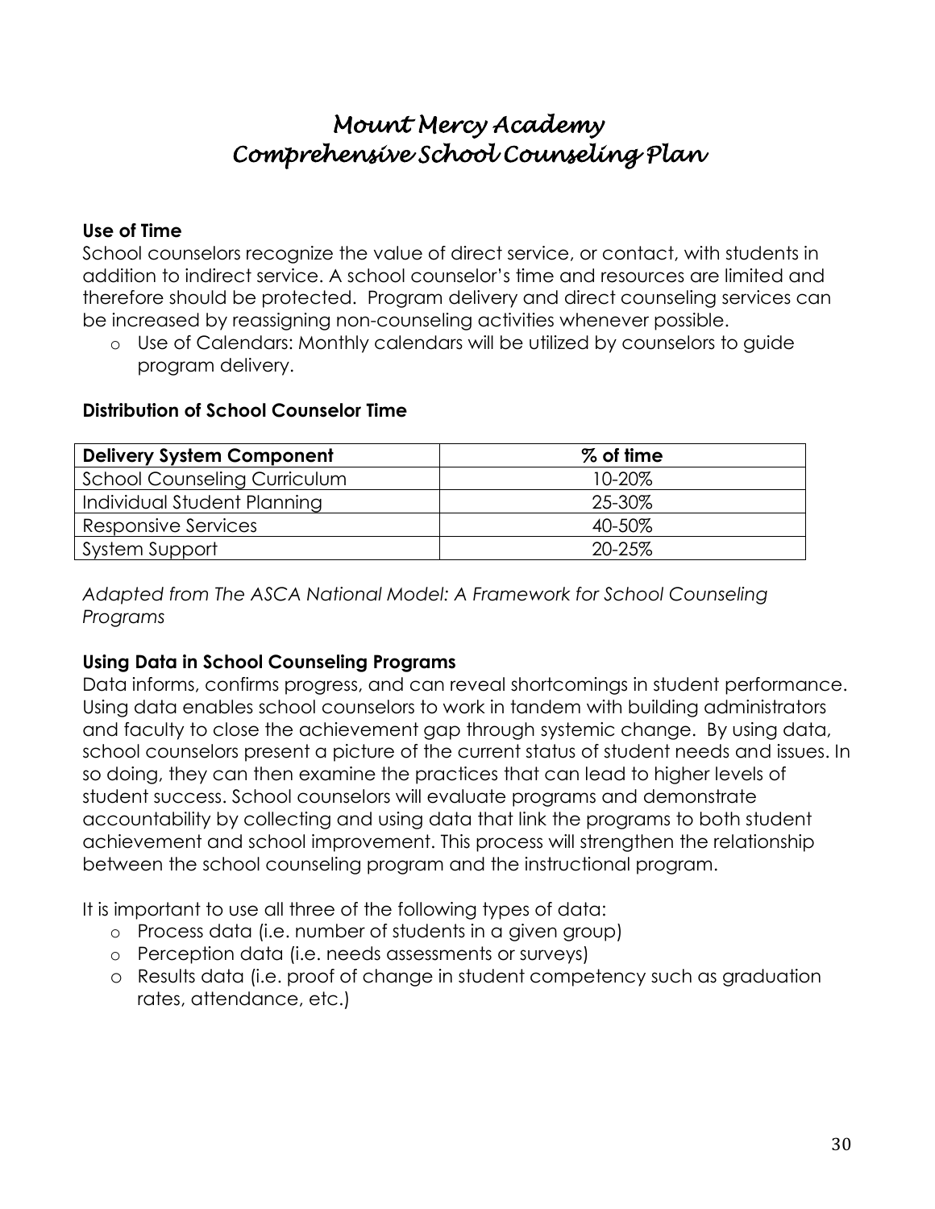# *Mount Mercy Academy*
# *Comprehensive School Counseling Plan*

**Use of Time**

School counselors recognize the value of direct service, or contact, with students in addition to indirect service. A school counselor's time and resources are limited and therefore should be protected. Program delivery and direct counseling services can be increased by reassigning non-counseling activities whenever possible.

- Use of Calendars: Monthly calendars will be utilized by counselors to guide program delivery.

**Distribution of School Counselor Time**

| Delivery System Component | % of time |
|---|---|
| School Counseling Curriculum | 10-20% |
| Individual Student Planning | 25-30% |
| Responsive Services | 40-50% |
| System Support | 20-25% |

*Adapted from The ASCA National Model: A Framework for School Counseling Programs*

**Using Data in School Counseling Programs**

Data informs, confirms progress, and can reveal shortcomings in student performance. Using data enables school counselors to work in tandem with building administrators and faculty to close the achievement gap through systemic change. By using data, school counselors present a picture of the current status of student needs and issues. In so doing, they can then examine the practices that can lead to higher levels of student success. School counselors will evaluate programs and demonstrate accountability by collecting and using data that link the programs to both student achievement and school improvement. This process will strengthen the relationship between the school counseling program and the instructional program.

It is important to use all three of the following types of data:

- Process data (i.e. number of students in a given group)
- Perception data (i.e. needs assessments or surveys)
- Results data (i.e. proof of change in student competency such as graduation rates, attendance, etc.)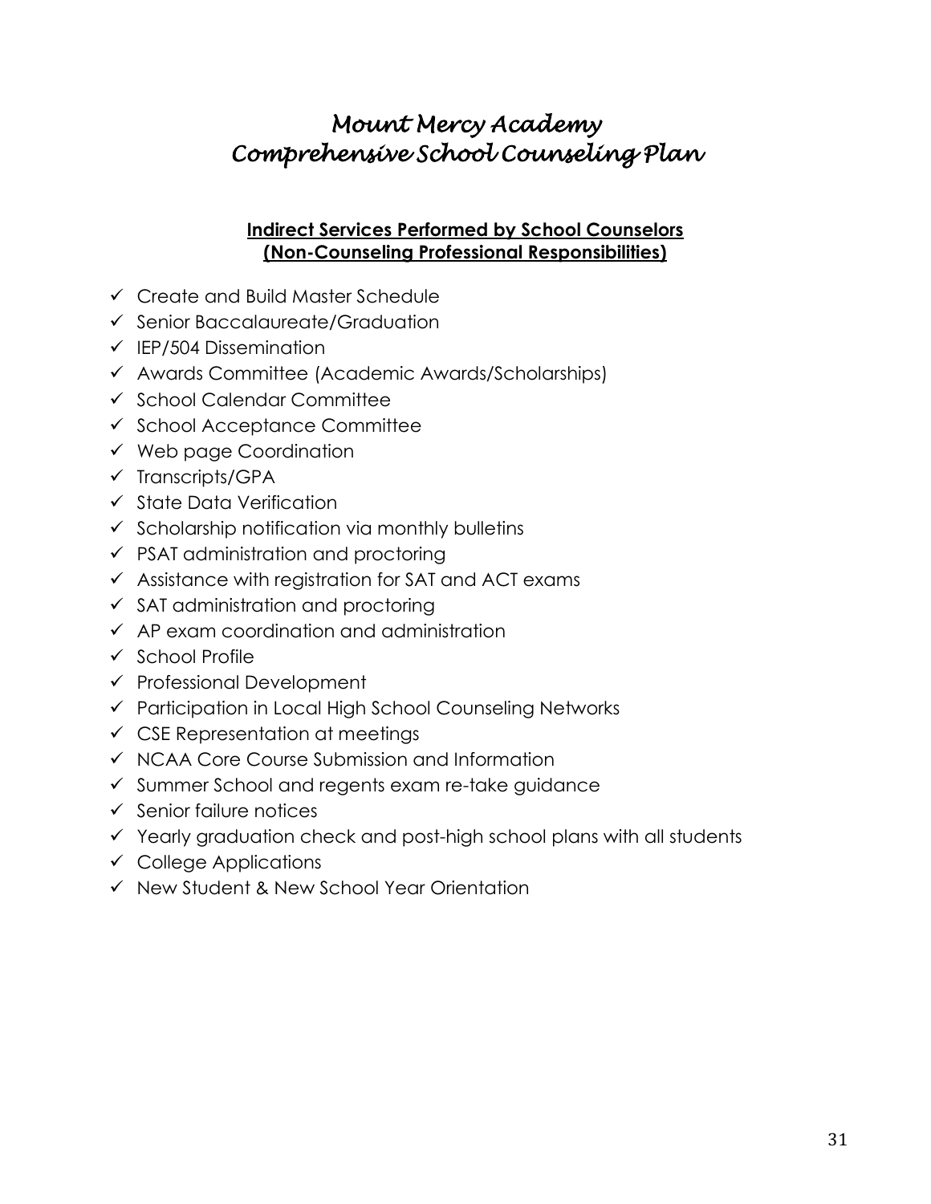# *Mount Mercy Academy*
# *Comprehensive School Counseling Plan*

**Indirect Services Performed by School Counselors**
**(Non-Counseling Professional Responsibilities)**

- ✓ Create and Build Master Schedule
- ✓ Senior Baccalaureate/Graduation
- ✓ IEP/504 Dissemination
- ✓ Awards Committee (Academic Awards/Scholarships)
- ✓ School Calendar Committee
- ✓ School Acceptance Committee
- ✓ Web page Coordination
- ✓ Transcripts/GPA
- ✓ State Data Verification
- ✓ Scholarship notification via monthly bulletins
- ✓ PSAT administration and proctoring
- ✓ Assistance with registration for SAT and ACT exams
- ✓ SAT administration and proctoring
- ✓ AP exam coordination and administration
- ✓ School Profile
- ✓ Professional Development
- ✓ Participation in Local High School Counseling Networks
- ✓ CSE Representation at meetings
- ✓ NCAA Core Course Submission and Information
- ✓ Summer School and regents exam re-take guidance
- ✓ Senior failure notices
- ✓ Yearly graduation check and post-high school plans with all students
- ✓ College Applications
- ✓ New Student & New School Year Orientation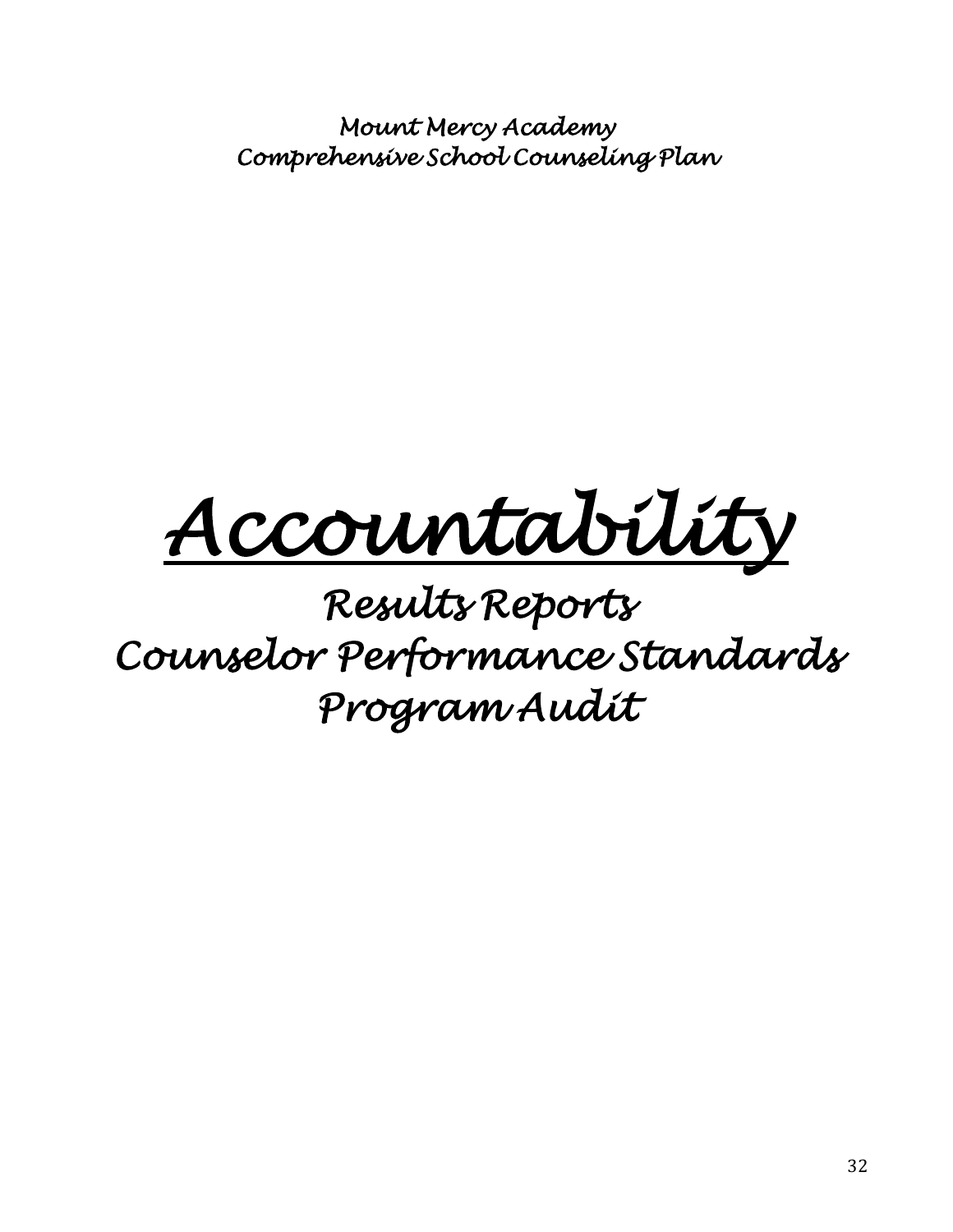*Mount Mercy Academy*
*Comprehensive School Counseling Plan*

# *Accountability*

## *Results Reports*
## *Counselor Performance Standards*
## *Program Audit*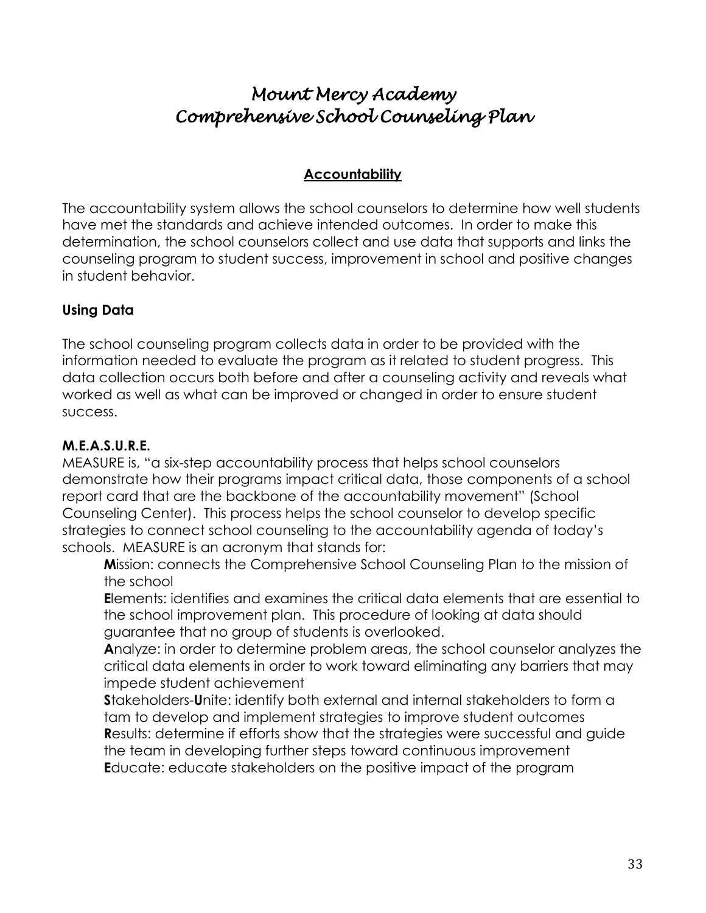# *Mount Mercy Academy*
# *Comprehensive School Counseling Plan*

## Accountability

The accountability system allows the school counselors to determine how well students have met the standards and achieve intended outcomes. In order to make this determination, the school counselors collect and use data that supports and links the counseling program to student success, improvement in school and positive changes in student behavior.

### Using Data

The school counseling program collects data in order to be provided with the information needed to evaluate the program as it related to student progress. This data collection occurs both before and after a counseling activity and reveals what worked as well as what can be improved or changed in order to ensure student success.

### M.E.A.S.U.R.E.

MEASURE is, "a six-step accountability process that helps school counselors demonstrate how their programs impact critical data, those components of a school report card that are the backbone of the accountability movement" (School Counseling Center). This process helps the school counselor to develop specific strategies to connect school counseling to the accountability agenda of today's schools. MEASURE is an acronym that stands for:

**M**ission: connects the Comprehensive School Counseling Plan to the mission of the school

**E**lements: identifies and examines the critical data elements that are essential to the school improvement plan. This procedure of looking at data should guarantee that no group of students is overlooked.

**A**nalyze: in order to determine problem areas, the school counselor analyzes the critical data elements in order to work toward eliminating any barriers that may impede student achievement

**S**takeholders-**U**nite: identify both external and internal stakeholders to form a tam to develop and implement strategies to improve student outcomes

**R**esults: determine if efforts show that the strategies were successful and guide the team in developing further steps toward continuous improvement

**E**ducate: educate stakeholders on the positive impact of the program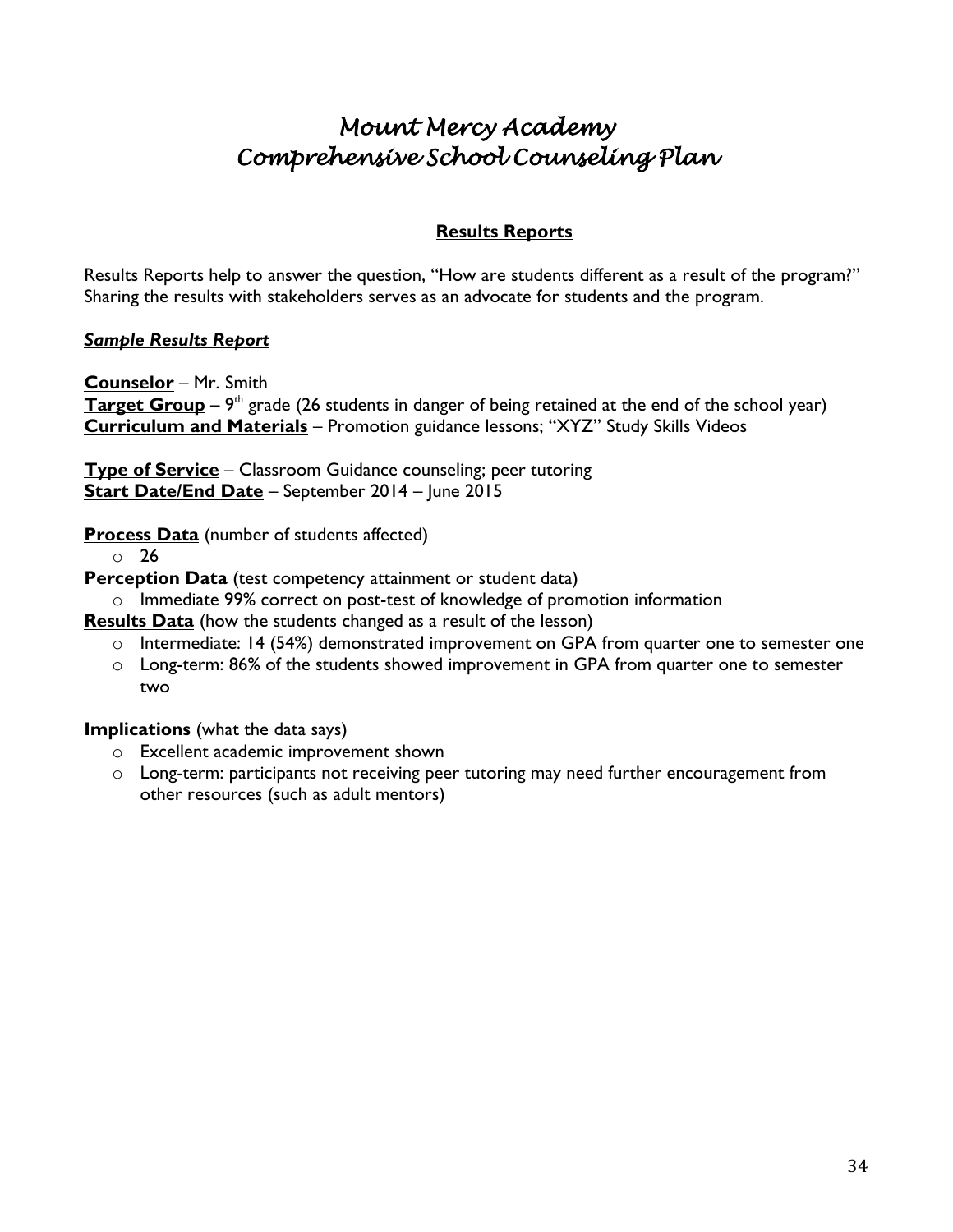# *Mount Mercy Academy*
# *Comprehensive School Counseling Plan*

## Results Reports

Results Reports help to answer the question, "How are students different as a result of the program?" Sharing the results with stakeholders serves as an advocate for students and the program.

***Sample Results Report***

**Counselor** – Mr. Smith
**Target Group** – 9th grade (26 students in danger of being retained at the end of the school year)
**Curriculum and Materials** – Promotion guidance lessons; "XYZ" Study Skills Videos

**Type of Service** – Classroom Guidance counseling; peer tutoring
**Start Date/End Date** – September 2014 – June 2015

**Process Data** (number of students affected)

- 26

**Perception Data** (test competency attainment or student data)

- Immediate 99% correct on post-test of knowledge of promotion information

**Results Data** (how the students changed as a result of the lesson)

- Intermediate: 14 (54%) demonstrated improvement on GPA from quarter one to semester one
- Long-term: 86% of the students showed improvement in GPA from quarter one to semester two

**Implications** (what the data says)

- Excellent academic improvement shown
- Long-term: participants not receiving peer tutoring may need further encouragement from other resources (such as adult mentors)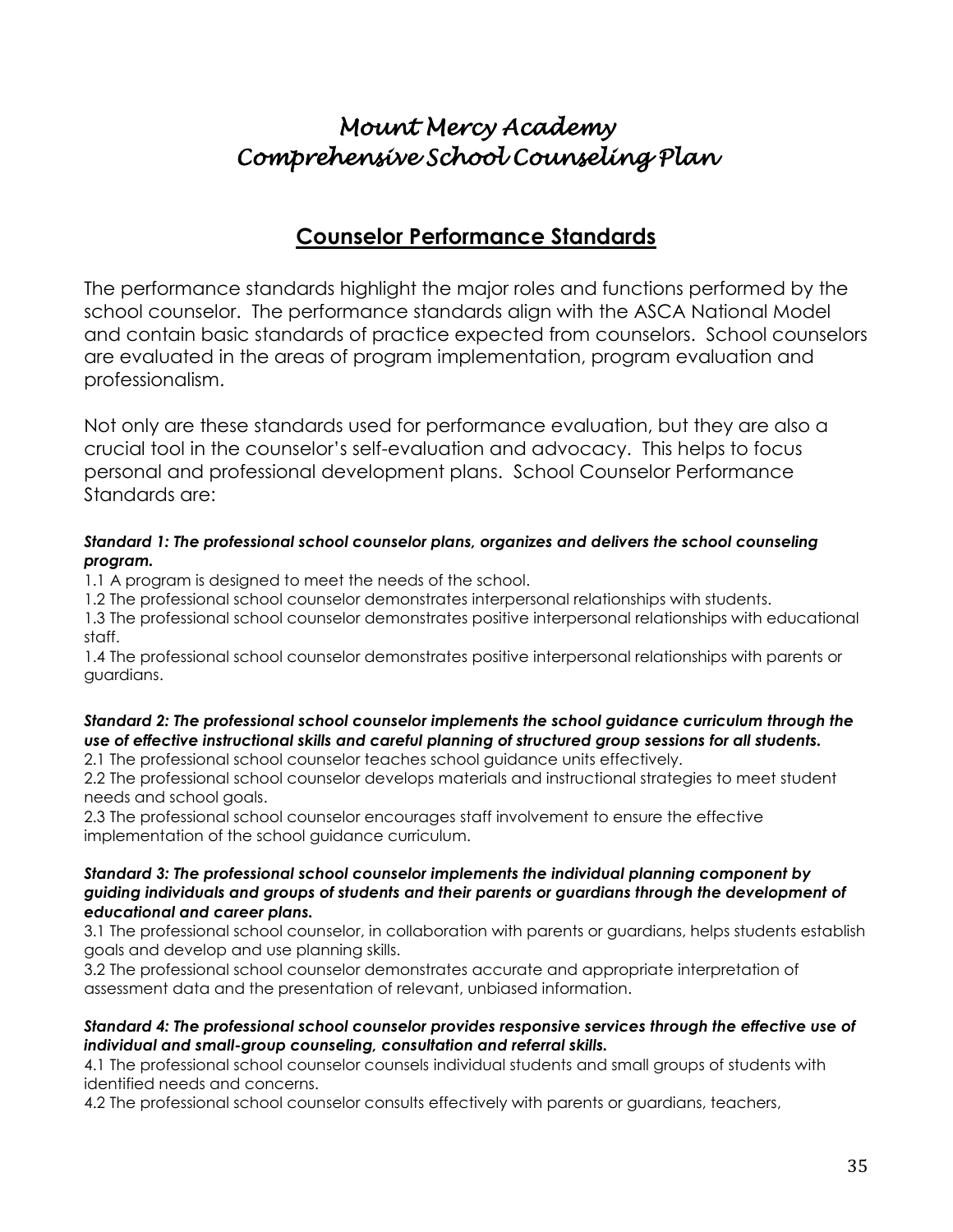# *Mount Mercy Academy*
# *Comprehensive School Counseling Plan*

## Counselor Performance Standards

The performance standards highlight the major roles and functions performed by the school counselor. The performance standards align with the ASCA National Model and contain basic standards of practice expected from counselors. School counselors are evaluated in the areas of program implementation, program evaluation and professionalism.

Not only are these standards used for performance evaluation, but they are also a crucial tool in the counselor's self-evaluation and advocacy. This helps to focus personal and professional development plans. School Counselor Performance Standards are:

***Standard 1: The professional school counselor plans, organizes and delivers the school counseling program.***

1.1 A program is designed to meet the needs of the school.
1.2 The professional school counselor demonstrates interpersonal relationships with students.
1.3 The professional school counselor demonstrates positive interpersonal relationships with educational staff.
1.4 The professional school counselor demonstrates positive interpersonal relationships with parents or guardians.

***Standard 2: The professional school counselor implements the school guidance curriculum through the use of effective instructional skills and careful planning of structured group sessions for all students.***

2.1 The professional school counselor teaches school guidance units effectively.
2.2 The professional school counselor develops materials and instructional strategies to meet student needs and school goals.
2.3 The professional school counselor encourages staff involvement to ensure the effective implementation of the school guidance curriculum.

***Standard 3: The professional school counselor implements the individual planning component by guiding individuals and groups of students and their parents or guardians through the development of educational and career plans.***

3.1 The professional school counselor, in collaboration with parents or guardians, helps students establish goals and develop and use planning skills.
3.2 The professional school counselor demonstrates accurate and appropriate interpretation of assessment data and the presentation of relevant, unbiased information.

***Standard 4: The professional school counselor provides responsive services through the effective use of individual and small-group counseling, consultation and referral skills.***

4.1 The professional school counselor counsels individual students and small groups of students with identified needs and concerns.
4.2 The professional school counselor consults effectively with parents or guardians, teachers,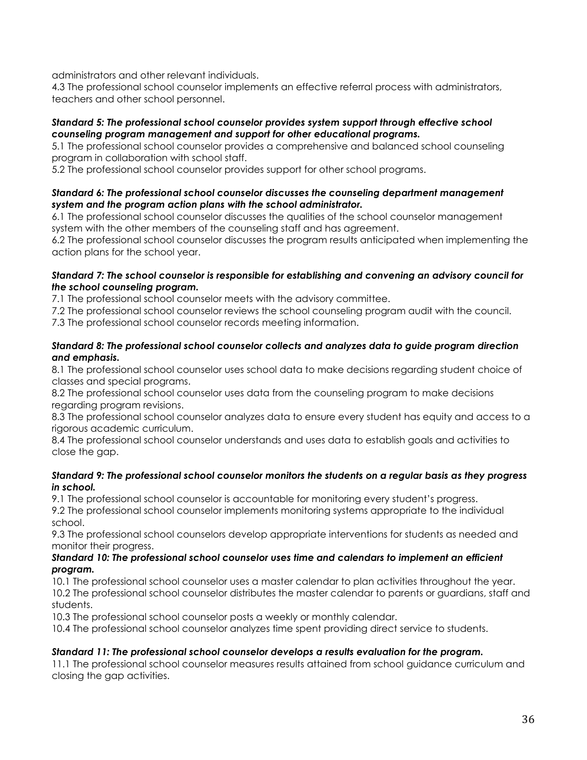administrators and other relevant individuals.
4.3 The professional school counselor implements an effective referral process with administrators, teachers and other school personnel.

***Standard 5: The professional school counselor provides system support through effective school counseling program management and support for other educational programs.***
5.1 The professional school counselor provides a comprehensive and balanced school counseling program in collaboration with school staff.
5.2 The professional school counselor provides support for other school programs.

***Standard 6: The professional school counselor discusses the counseling department management system and the program action plans with the school administrator.***
6.1 The professional school counselor discusses the qualities of the school counselor management system with the other members of the counseling staff and has agreement.
6.2 The professional school counselor discusses the program results anticipated when implementing the action plans for the school year.

***Standard 7: The school counselor is responsible for establishing and convening an advisory council for the school counseling program.***
7.1 The professional school counselor meets with the advisory committee.
7.2 The professional school counselor reviews the school counseling program audit with the council.
7.3 The professional school counselor records meeting information.

***Standard 8: The professional school counselor collects and analyzes data to guide program direction and emphasis.***
8.1 The professional school counselor uses school data to make decisions regarding student choice of classes and special programs.
8.2 The professional school counselor uses data from the counseling program to make decisions regarding program revisions.
8.3 The professional school counselor analyzes data to ensure every student has equity and access to a rigorous academic curriculum.
8.4 The professional school counselor understands and uses data to establish goals and activities to close the gap.

***Standard 9: The professional school counselor monitors the students on a regular basis as they progress in school.***
9.1 The professional school counselor is accountable for monitoring every student's progress.
9.2 The professional school counselor implements monitoring systems appropriate to the individual school.
9.3 The professional school counselors develop appropriate interventions for students as needed and monitor their progress.

***Standard 10: The professional school counselor uses time and calendars to implement an efficient program.***
10.1 The professional school counselor uses a master calendar to plan activities throughout the year.
10.2 The professional school counselor distributes the master calendar to parents or guardians, staff and students.
10.3 The professional school counselor posts a weekly or monthly calendar.
10.4 The professional school counselor analyzes time spent providing direct service to students.

***Standard 11: The professional school counselor develops a results evaluation for the program.***
11.1 The professional school counselor measures results attained from school guidance curriculum and closing the gap activities.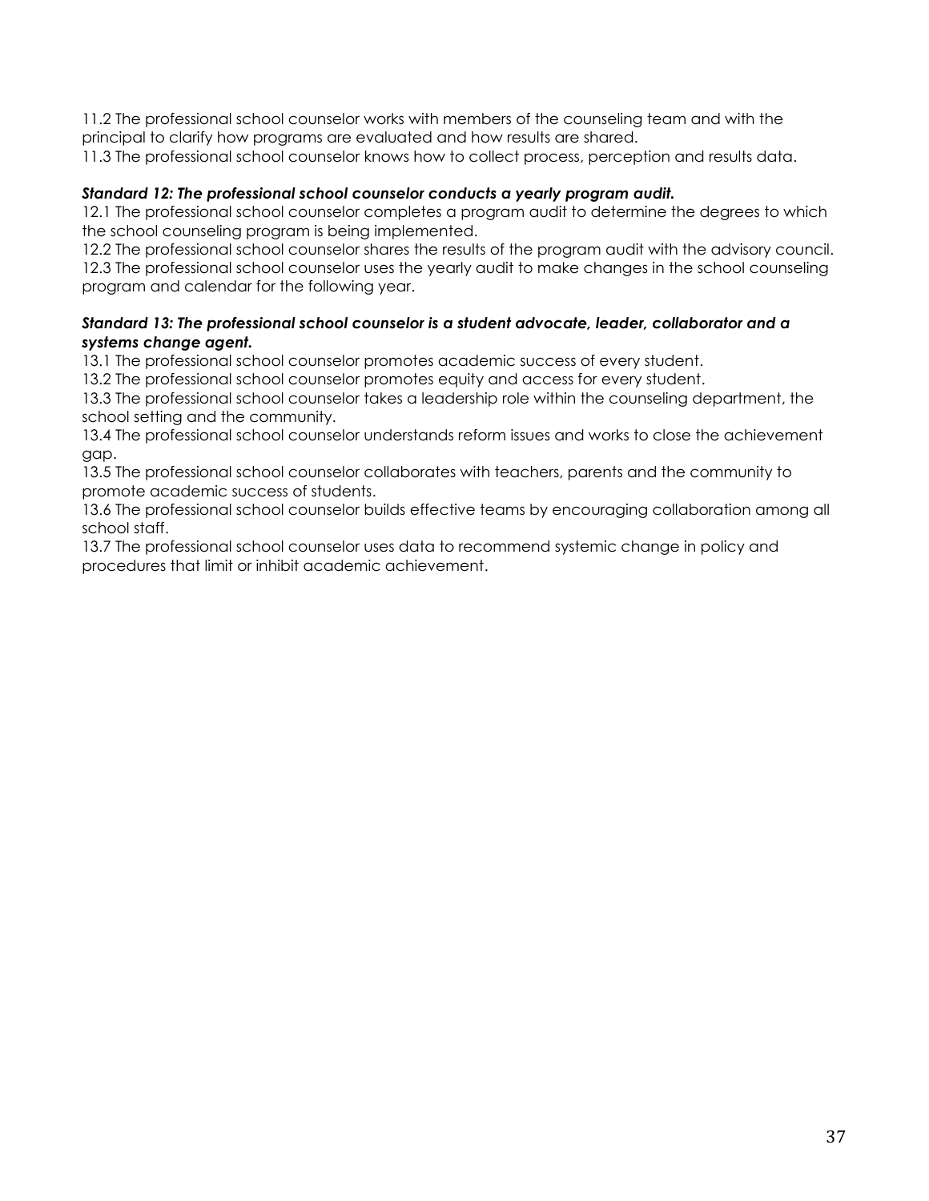11.2 The professional school counselor works with members of the counseling team and with the principal to clarify how programs are evaluated and how results are shared.
11.3 The professional school counselor knows how to collect process, perception and results data.

***Standard 12: The professional school counselor conducts a yearly program audit.***
12.1 The professional school counselor completes a program audit to determine the degrees to which the school counseling program is being implemented.
12.2 The professional school counselor shares the results of the program audit with the advisory council.
12.3 The professional school counselor uses the yearly audit to make changes in the school counseling program and calendar for the following year.

***Standard 13: The professional school counselor is a student advocate, leader, collaborator and a systems change agent.***
13.1 The professional school counselor promotes academic success of every student.
13.2 The professional school counselor promotes equity and access for every student.
13.3 The professional school counselor takes a leadership role within the counseling department, the school setting and the community.
13.4 The professional school counselor understands reform issues and works to close the achievement gap.
13.5 The professional school counselor collaborates with teachers, parents and the community to promote academic success of students.
13.6 The professional school counselor builds effective teams by encouraging collaboration among all school staff.
13.7 The professional school counselor uses data to recommend systemic change in policy and procedures that limit or inhibit academic achievement.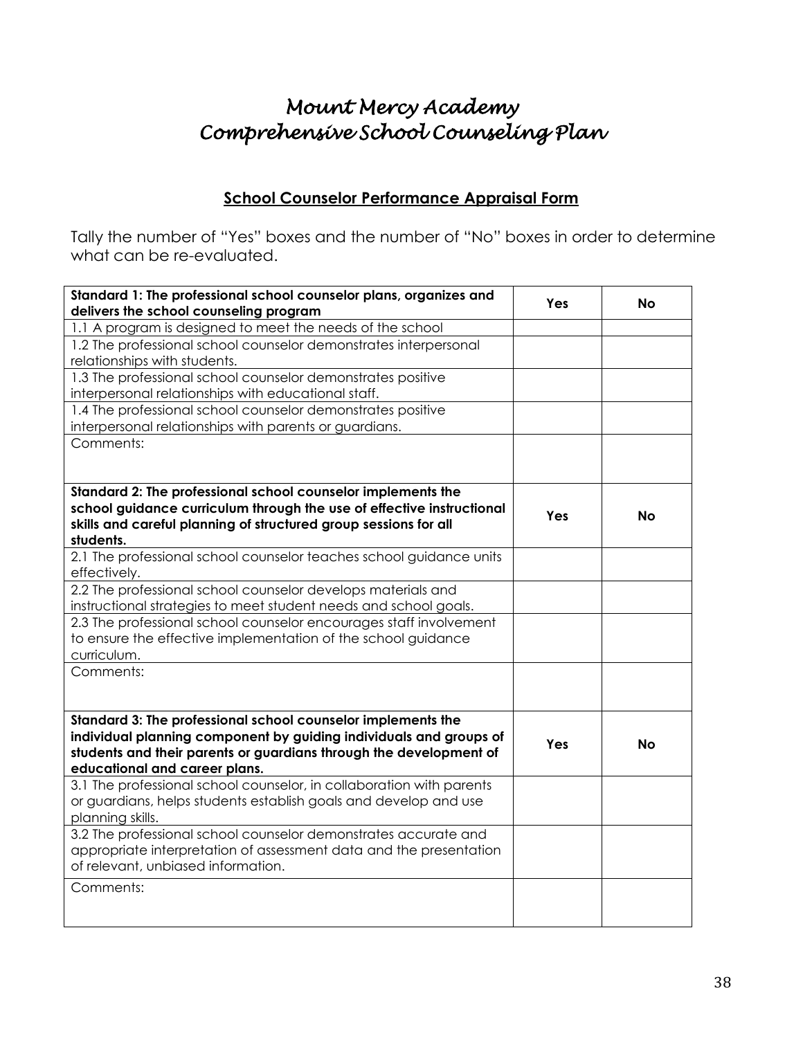# *Mount Mercy Academy*
# *Comprehensive School Counseling Plan*

## School Counselor Performance Appraisal Form

Tally the number of "Yes" boxes and the number of "No" boxes in order to determine what can be re-evaluated.

| **Standard 1: The professional school counselor plans, organizes and delivers the school counseling program** | **Yes** | **No** |
|---|---|---|
| 1.1 A program is designed to meet the needs of the school | | |
| 1.2 The professional school counselor demonstrates interpersonal relationships with students. | | |
| 1.3 The professional school counselor demonstrates positive interpersonal relationships with educational staff. | | |
| 1.4 The professional school counselor demonstrates positive interpersonal relationships with parents or guardians. | | |
| Comments: | | |
| **Standard 2: The professional school counselor implements the school guidance curriculum through the use of effective instructional skills and careful planning of structured group sessions for all students.** | **Yes** | **No** |
| 2.1 The professional school counselor teaches school guidance units effectively. | | |
| 2.2 The professional school counselor develops materials and instructional strategies to meet student needs and school goals. | | |
| 2.3 The professional school counselor encourages staff involvement to ensure the effective implementation of the school guidance curriculum. | | |
| Comments: | | |
| **Standard 3: The professional school counselor implements the individual planning component by guiding individuals and groups of students and their parents or guardians through the development of educational and career plans.** | **Yes** | **No** |
| 3.1 The professional school counselor, in collaboration with parents or guardians, helps students establish goals and develop and use planning skills. | | |
| 3.2 The professional school counselor demonstrates accurate and appropriate interpretation of assessment data and the presentation of relevant, unbiased information. | | |
| Comments: | | |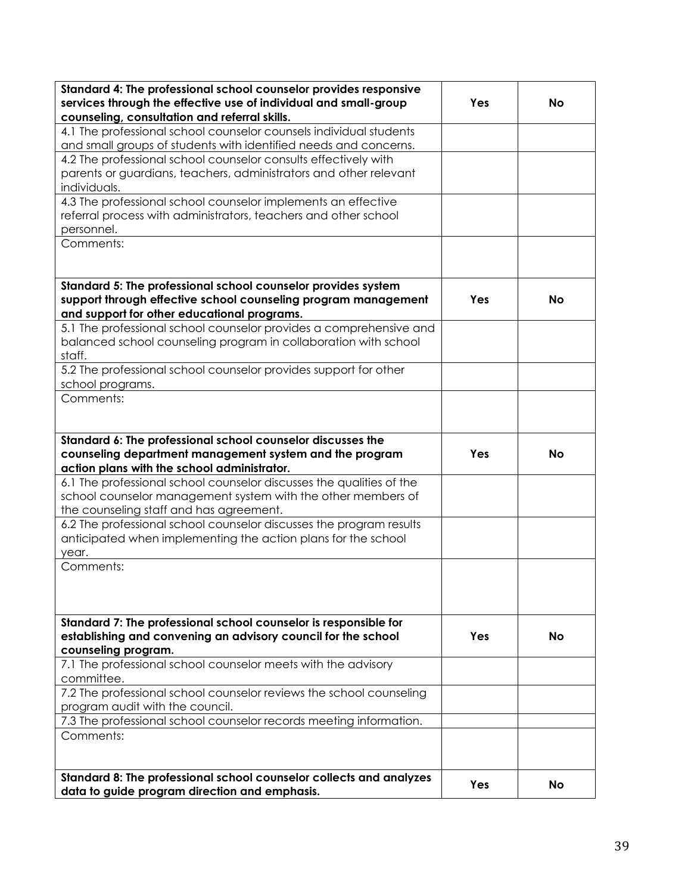| **Standard 4: The professional school counselor provides responsive services through the effective use of individual and small-group counseling, consultation and referral skills.** | **Yes** | **No** |
|---|---|---|
| 4.1 The professional school counselor counsels individual students and small groups of students with identified needs and concerns. | | |
| 4.2 The professional school counselor consults effectively with parents or guardians, teachers, administrators and other relevant individuals. | | |
| 4.3 The professional school counselor implements an effective referral process with administrators, teachers and other school personnel. | | |
| Comments: | | |

| **Standard 5: The professional school counselor provides system support through effective school counseling program management and support for other educational programs.** | **Yes** | **No** |
|---|---|---|
| 5.1 The professional school counselor provides a comprehensive and balanced school counseling program in collaboration with school staff. | | |
| 5.2 The professional school counselor provides support for other school programs. | | |
| Comments: | | |

| **Standard 6: The professional school counselor discusses the counseling department management system and the program action plans with the school administrator.** | **Yes** | **No** |
|---|---|---|
| 6.1 The professional school counselor discusses the qualities of the school counselor management system with the other members of the counseling staff and has agreement. | | |
| 6.2 The professional school counselor discusses the program results anticipated when implementing the action plans for the school year. | | |
| Comments: | | |

| **Standard 7: The professional school counselor is responsible for establishing and convening an advisory council for the school counseling program.** | **Yes** | **No** |
|---|---|---|
| 7.1 The professional school counselor meets with the advisory committee. | | |
| 7.2 The professional school counselor reviews the school counseling program audit with the council. | | |
| 7.3 The professional school counselor records meeting information. | | |
| Comments: | | |

| **Standard 8: The professional school counselor collects and analyzes data to guide program direction and emphasis.** | **Yes** | **No** |
|---|---|---|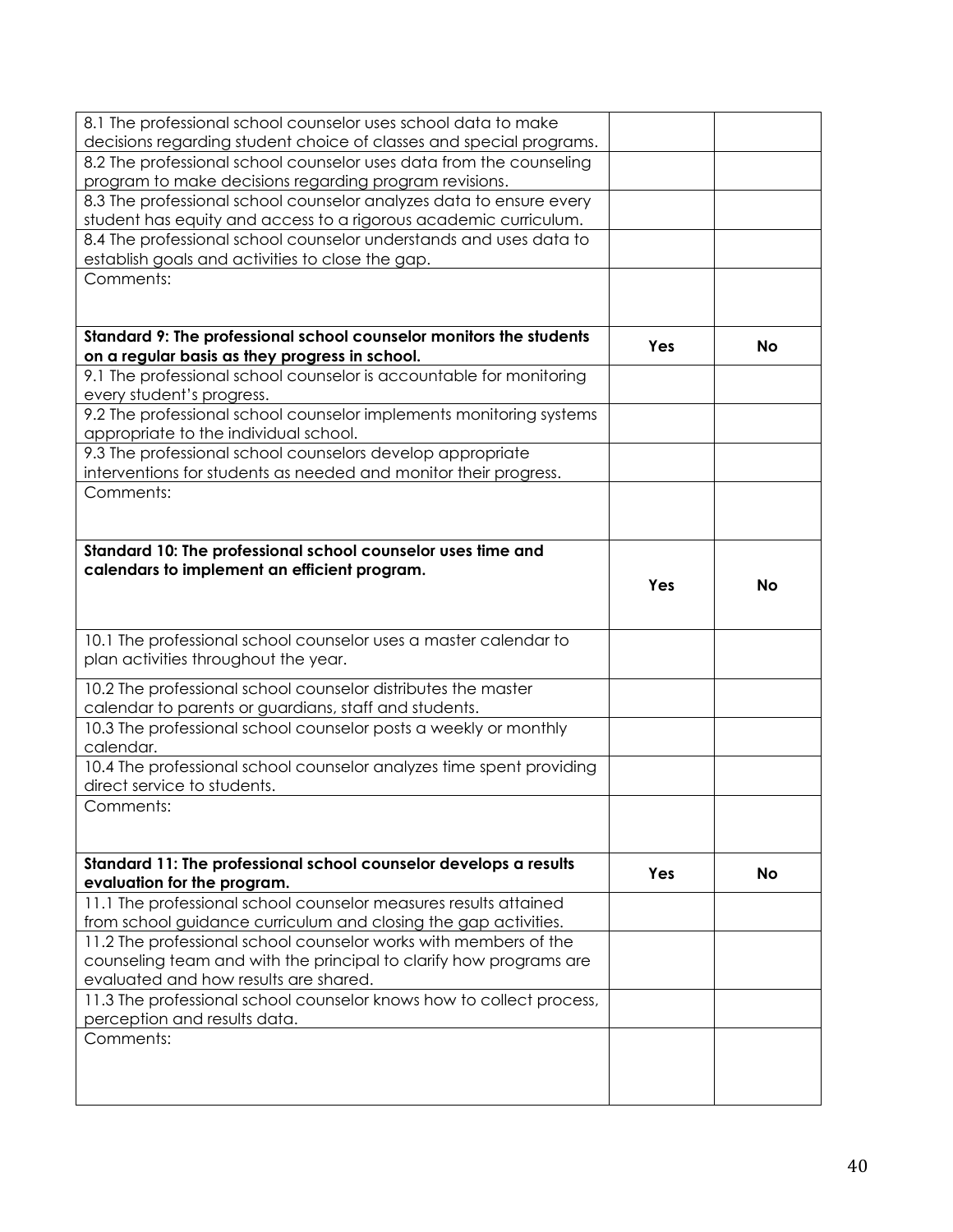| | | |
|---|---|---|
| 8.1 The professional school counselor uses school data to make decisions regarding student choice of classes and special programs. | | |
| 8.2 The professional school counselor uses data from the counseling program to make decisions regarding program revisions. | | |
| 8.3 The professional school counselor analyzes data to ensure every student has equity and access to a rigorous academic curriculum. | | |
| 8.4 The professional school counselor understands and uses data to establish goals and activities to close the gap. | | |
| Comments: | | |

| **Standard 9: The professional school counselor monitors the students on a regular basis as they progress in school.** | **Yes** | **No** |
|---|---|---|
| 9.1 The professional school counselor is accountable for monitoring every student's progress. | | |
| 9.2 The professional school counselor implements monitoring systems appropriate to the individual school. | | |
| 9.3 The professional school counselors develop appropriate interventions for students as needed and monitor their progress. | | |
| Comments: | | |

| **Standard 10: The professional school counselor uses time and calendars to implement an efficient program.** | **Yes** | **No** |
|---|---|---|
| 10.1 The professional school counselor uses a master calendar to plan activities throughout the year. | | |
| 10.2 The professional school counselor distributes the master calendar to parents or guardians, staff and students. | | |
| 10.3 The professional school counselor posts a weekly or monthly calendar. | | |
| 10.4 The professional school counselor analyzes time spent providing direct service to students. | | |
| Comments: | | |

| **Standard 11: The professional school counselor develops a results evaluation for the program.** | **Yes** | **No** |
|---|---|---|
| 11.1 The professional school counselor measures results attained from school guidance curriculum and closing the gap activities. | | |
| 11.2 The professional school counselor works with members of the counseling team and with the principal to clarify how programs are evaluated and how results are shared. | | |
| 11.3 The professional school counselor knows how to collect process, perception and results data. | | |
| Comments: | | |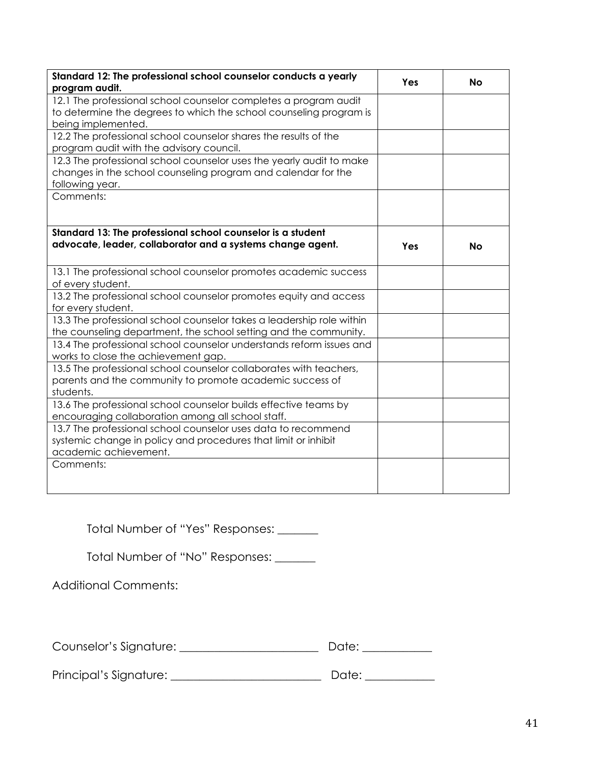| **Standard 12: The professional school counselor conducts a yearly program audit.** | **Yes** | **No** |
|---|---|---|
| 12.1 The professional school counselor completes a program audit to determine the degrees to which the school counseling program is being implemented. | | |
| 12.2 The professional school counselor shares the results of the program audit with the advisory council. | | |
| 12.3 The professional school counselor uses the yearly audit to make changes in the school counseling program and calendar for the following year. | | |
| Comments: | | |

| **Standard 13: The professional school counselor is a student advocate, leader, collaborator and a systems change agent.** | **Yes** | **No** |
|---|---|---|
| 13.1 The professional school counselor promotes academic success of every student. | | |
| 13.2 The professional school counselor promotes equity and access for every student. | | |
| 13.3 The professional school counselor takes a leadership role within the counseling department, the school setting and the community. | | |
| 13.4 The professional school counselor understands reform issues and works to close the achievement gap. | | |
| 13.5 The professional school counselor collaborates with teachers, parents and the community to promote academic success of students. | | |
| 13.6 The professional school counselor builds effective teams by encouraging collaboration among all school staff. | | |
| 13.7 The professional school counselor uses data to recommend systemic change in policy and procedures that limit or inhibit academic achievement. | | |
| Comments: | | |

Total Number of "Yes" Responses: _______

Total Number of "No" Responses: _______

Additional Comments:

Counselor's Signature: ________________________ Date: ___________

Principal's Signature: __________________________ Date: ___________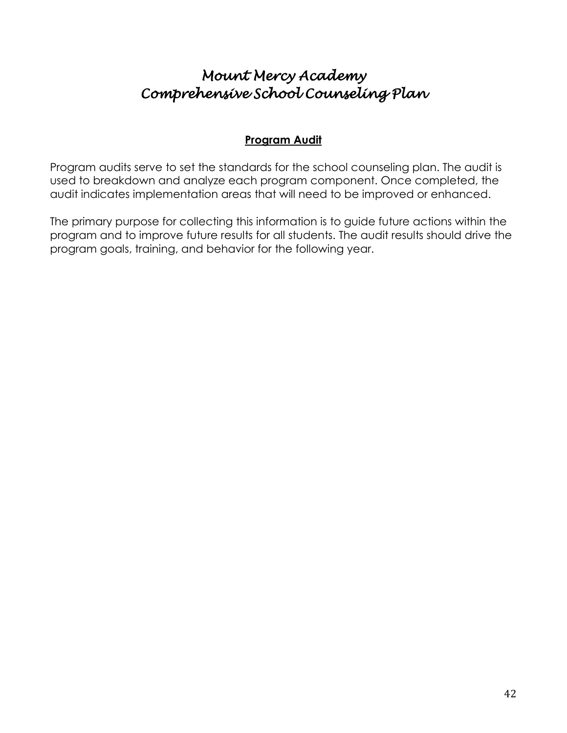# *Mount Mercy Academy*
# *Comprehensive School Counseling Plan*

## **Program Audit**

Program audits serve to set the standards for the school counseling plan. The audit is used to breakdown and analyze each program component. Once completed, the audit indicates implementation areas that will need to be improved or enhanced.

The primary purpose for collecting this information is to guide future actions within the program and to improve future results for all students. The audit results should drive the program goals, training, and behavior for the following year.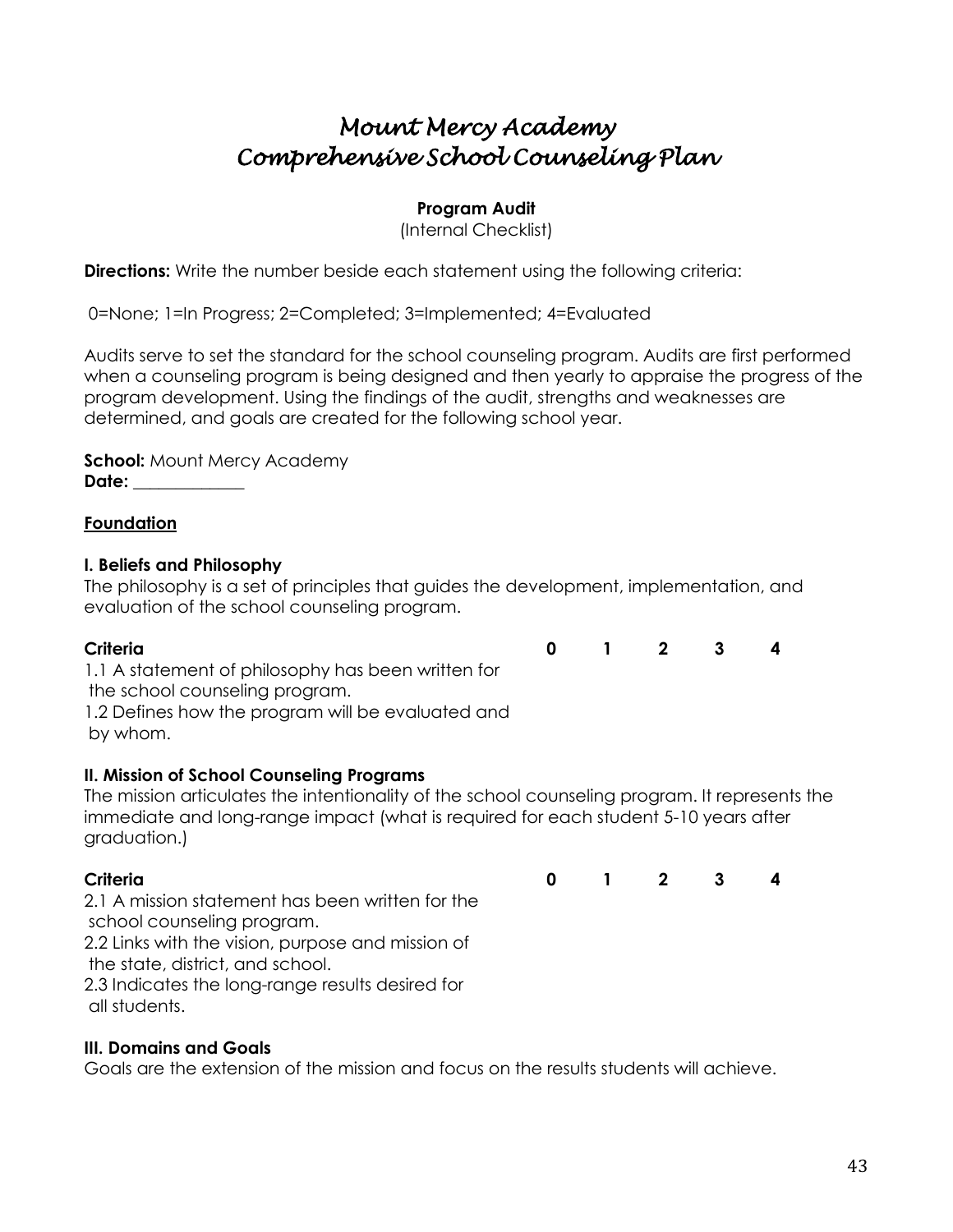# *Mount Mercy Academy*
# *Comprehensive School Counseling Plan*

**Program Audit**

(Internal Checklist)

**Directions:** Write the number beside each statement using the following criteria:

0=None; 1=In Progress; 2=Completed; 3=Implemented; 4=Evaluated

Audits serve to set the standard for the school counseling program. Audits are first performed when a counseling program is being designed and then yearly to appraise the progress of the program development. Using the findings of the audit, strengths and weaknesses are determined, and goals are created for the following school year.

**School:** Mount Mercy Academy
**Date:** _____________

**Foundation**

**I. Beliefs and Philosophy**

The philosophy is a set of principles that guides the development, implementation, and evaluation of the school counseling program.

| Criteria | 0 | 1 | 2 | 3 | 4 |
|---|---|---|---|---|---|
| 1.1 A statement of philosophy has been written for the school counseling program. | | | | | |
| 1.2 Defines how the program will be evaluated and by whom. | | | | | |

**II. Mission of School Counseling Programs**

The mission articulates the intentionality of the school counseling program. It represents the immediate and long-range impact (what is required for each student 5-10 years after graduation.)

| Criteria | 0 | 1 | 2 | 3 | 4 |
|---|---|---|---|---|---|
| 2.1 A mission statement has been written for the school counseling program. | | | | | |
| 2.2 Links with the vision, purpose and mission of the state, district, and school. | | | | | |
| 2.3 Indicates the long-range results desired for all students. | | | | | |

**III. Domains and Goals**

Goals are the extension of the mission and focus on the results students will achieve.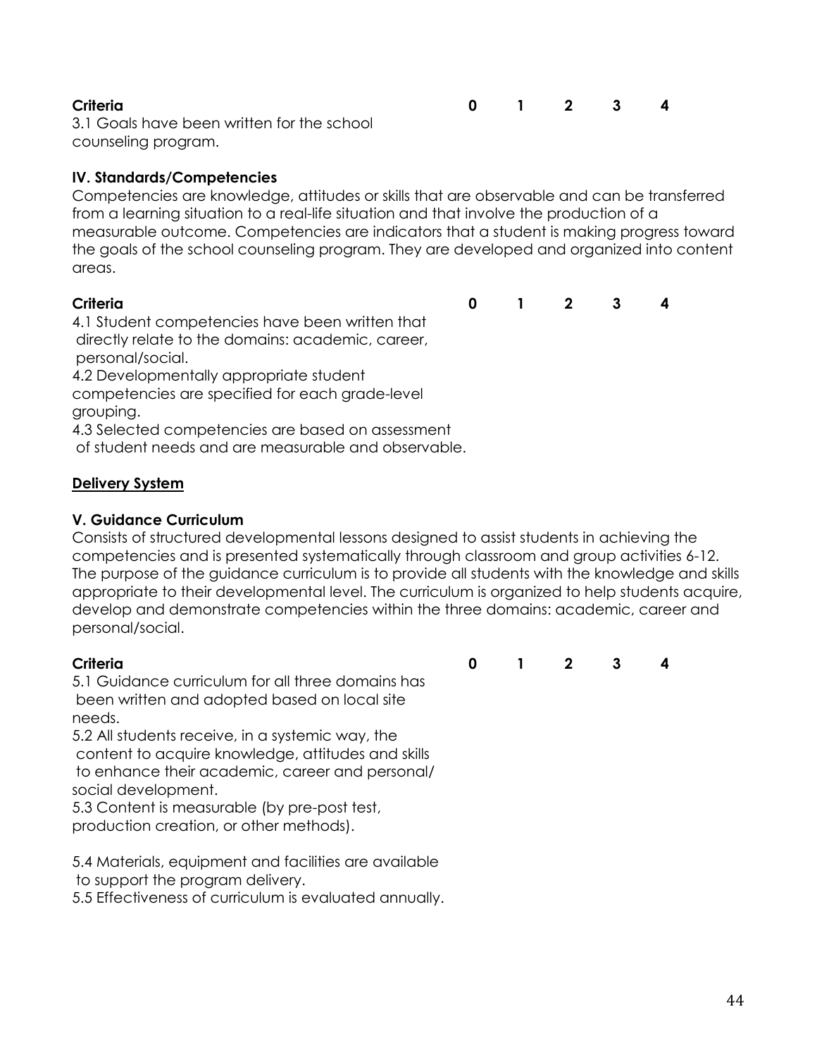| Criteria | 0 | 1 | 2 | 3 | 4 |
|---|---|---|---|---|---|
| 3.1 Goals have been written for the school counseling program. | | | | | |

**IV. Standards/Competencies**

Competencies are knowledge, attitudes or skills that are observable and can be transferred from a learning situation to a real-life situation and that involve the production of a measurable outcome. Competencies are indicators that a student is making progress toward the goals of the school counseling program. They are developed and organized into content areas.

| Criteria | 0 | 1 | 2 | 3 | 4 |
|---|---|---|---|---|---|
| 4.1 Student competencies have been written that directly relate to the domains: academic, career, personal/social. | | | | | |
| 4.2 Developmentally appropriate student competencies are specified for each grade-level grouping. | | | | | |
| 4.3 Selected competencies are based on assessment of student needs and are measurable and observable. | | | | | |

**Delivery System**

**V. Guidance Curriculum**

Consists of structured developmental lessons designed to assist students in achieving the competencies and is presented systematically through classroom and group activities 6-12. The purpose of the guidance curriculum is to provide all students with the knowledge and skills appropriate to their developmental level. The curriculum is organized to help students acquire, develop and demonstrate competencies within the three domains: academic, career and personal/social.

| Criteria | 0 | 1 | 2 | 3 | 4 |
|---|---|---|---|---|---|
| 5.1 Guidance curriculum for all three domains has been written and adopted based on local site needs. | | | | | |
| 5.2 All students receive, in a systemic way, the content to acquire knowledge, attitudes and skills to enhance their academic, career and personal/social development. | | | | | |
| 5.3 Content is measurable (by pre-post test, production creation, or other methods). | | | | | |
| 5.4 Materials, equipment and facilities are available to support the program delivery. | | | | | |
| 5.5 Effectiveness of curriculum is evaluated annually. | | | | | |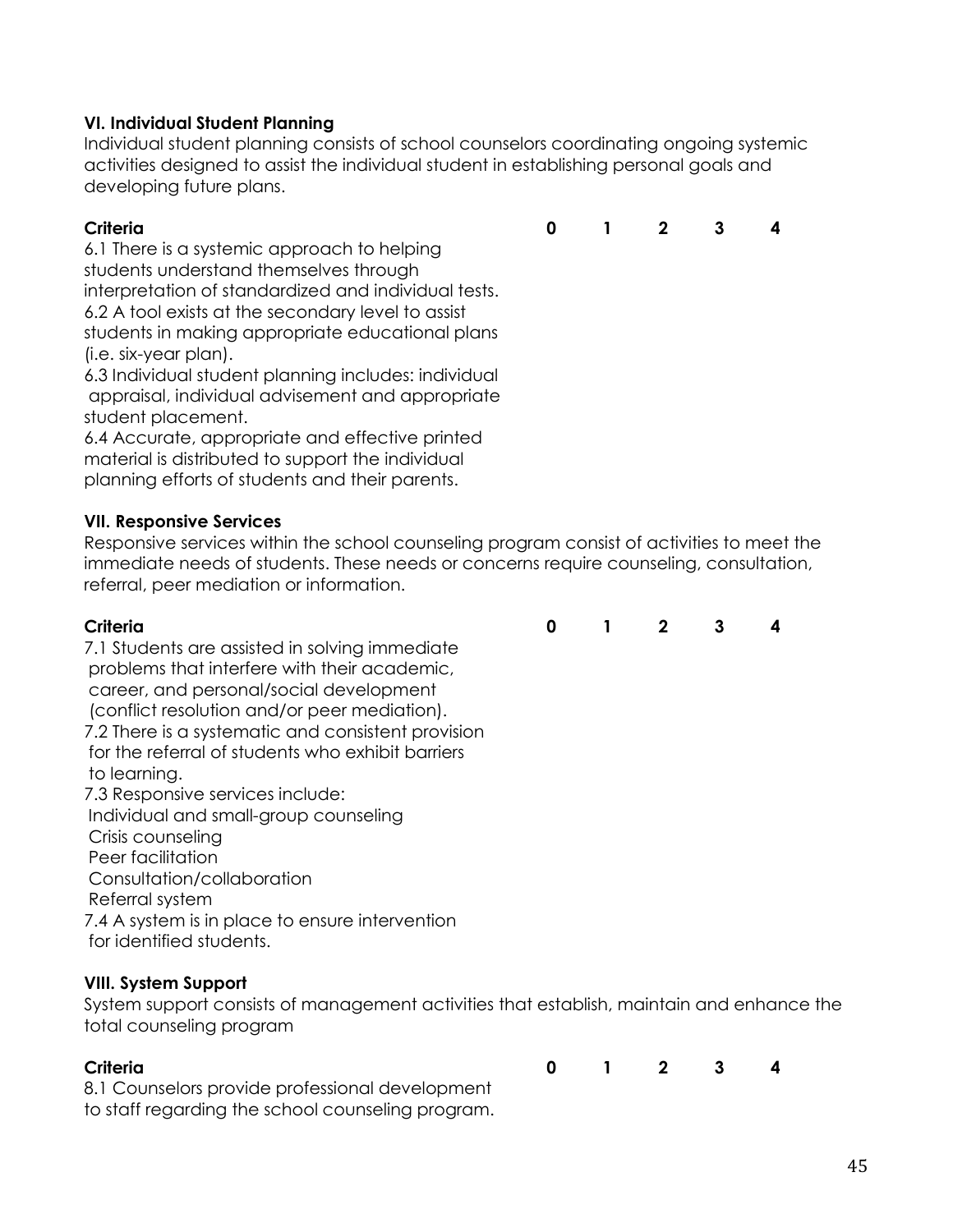### VI. Individual Student Planning

Individual student planning consists of school counselors coordinating ongoing systemic activities designed to assist the individual student in establishing personal goals and developing future plans.

| Criteria | 0 | 1 | 2 | 3 | 4 |
|---|---|---|---|---|---|
| 6.1 There is a systemic approach to helping students understand themselves through interpretation of standardized and individual tests. | | | | | |
| 6.2 A tool exists at the secondary level to assist students in making appropriate educational plans (i.e. six-year plan). | | | | | |
| 6.3 Individual student planning includes: individual appraisal, individual advisement and appropriate student placement. | | | | | |
| 6.4 Accurate, appropriate and effective printed material is distributed to support the individual planning efforts of students and their parents. | | | | | |

### VII. Responsive Services

Responsive services within the school counseling program consist of activities to meet the immediate needs of students. These needs or concerns require counseling, consultation, referral, peer mediation or information.

| Criteria | 0 | 1 | 2 | 3 | 4 |
|---|---|---|---|---|---|
| 7.1 Students are assisted in solving immediate problems that interfere with their academic, career, and personal/social development (conflict resolution and/or peer mediation). | | | | | |
| 7.2 There is a systematic and consistent provision for the referral of students who exhibit barriers to learning. | | | | | |
| 7.3 Responsive services include: Individual and small-group counseling; Crisis counseling; Peer facilitation; Consultation/collaboration; Referral system | | | | | |
| 7.4 A system is in place to ensure intervention for identified students. | | | | | |

### VIII. System Support

System support consists of management activities that establish, maintain and enhance the total counseling program

| Criteria | 0 | 1 | 2 | 3 | 4 |
|---|---|---|---|---|---|
| 8.1 Counselors provide professional development to staff regarding the school counseling program. | | | | | |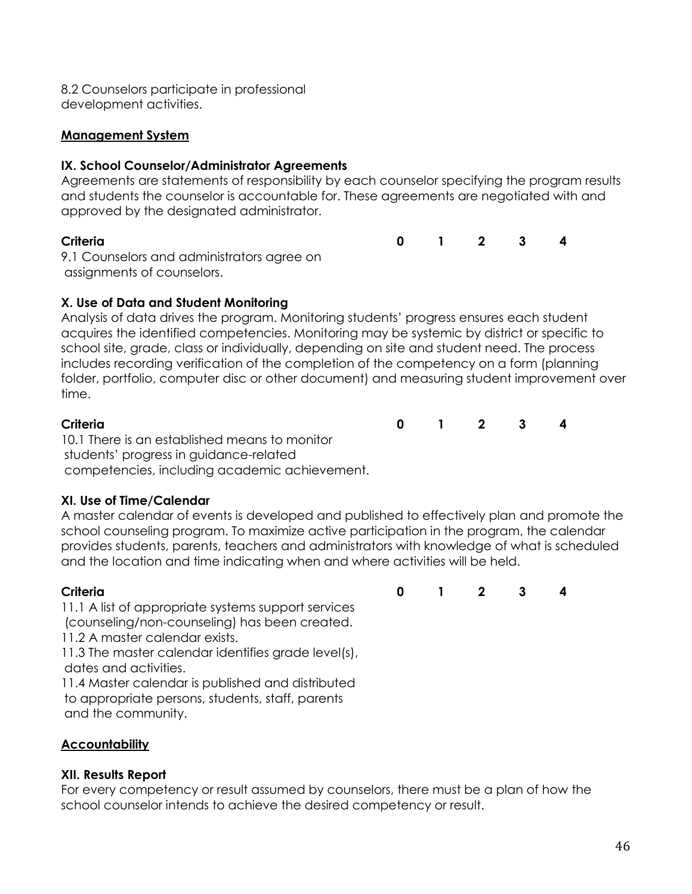8.2 Counselors participate in professional development activities.

**Management System**

**IX. School Counselor/Administrator Agreements**

Agreements are statements of responsibility by each counselor specifying the program results and students the counselor is accountable for. These agreements are negotiated with and approved by the designated administrator.

| Criteria | 0 | 1 | 2 | 3 | 4 |
|---|---|---|---|---|---|
| 9.1 Counselors and administrators agree on assignments of counselors. | | | | | |

**X. Use of Data and Student Monitoring**

Analysis of data drives the program. Monitoring students' progress ensures each student acquires the identified competencies. Monitoring may be systemic by district or specific to school site, grade, class or individually, depending on site and student need. The process includes recording verification of the completion of the competency on a form (planning folder, portfolio, computer disc or other document) and measuring student improvement over time.

| Criteria | 0 | 1 | 2 | 3 | 4 |
|---|---|---|---|---|---|
| 10.1 There is an established means to monitor students' progress in guidance-related competencies, including academic achievement. | | | | | |

**XI. Use of Time/Calendar**

A master calendar of events is developed and published to effectively plan and promote the school counseling program. To maximize active participation in the program, the calendar provides students, parents, teachers and administrators with knowledge of what is scheduled and the location and time indicating when and where activities will be held.

| Criteria | 0 | 1 | 2 | 3 | 4 |
|---|---|---|---|---|---|
| 11.1 A list of appropriate systems support services (counseling/non-counseling) has been created. | | | | | |
| 11.2 A master calendar exists. | | | | | |
| 11.3 The master calendar identifies grade level(s), dates and activities. | | | | | |
| 11.4 Master calendar is published and distributed to appropriate persons, students, staff, parents and the community. | | | | | |

**Accountability**

**XII. Results Report**

For every competency or result assumed by counselors, there must be a plan of how the school counselor intends to achieve the desired competency or result.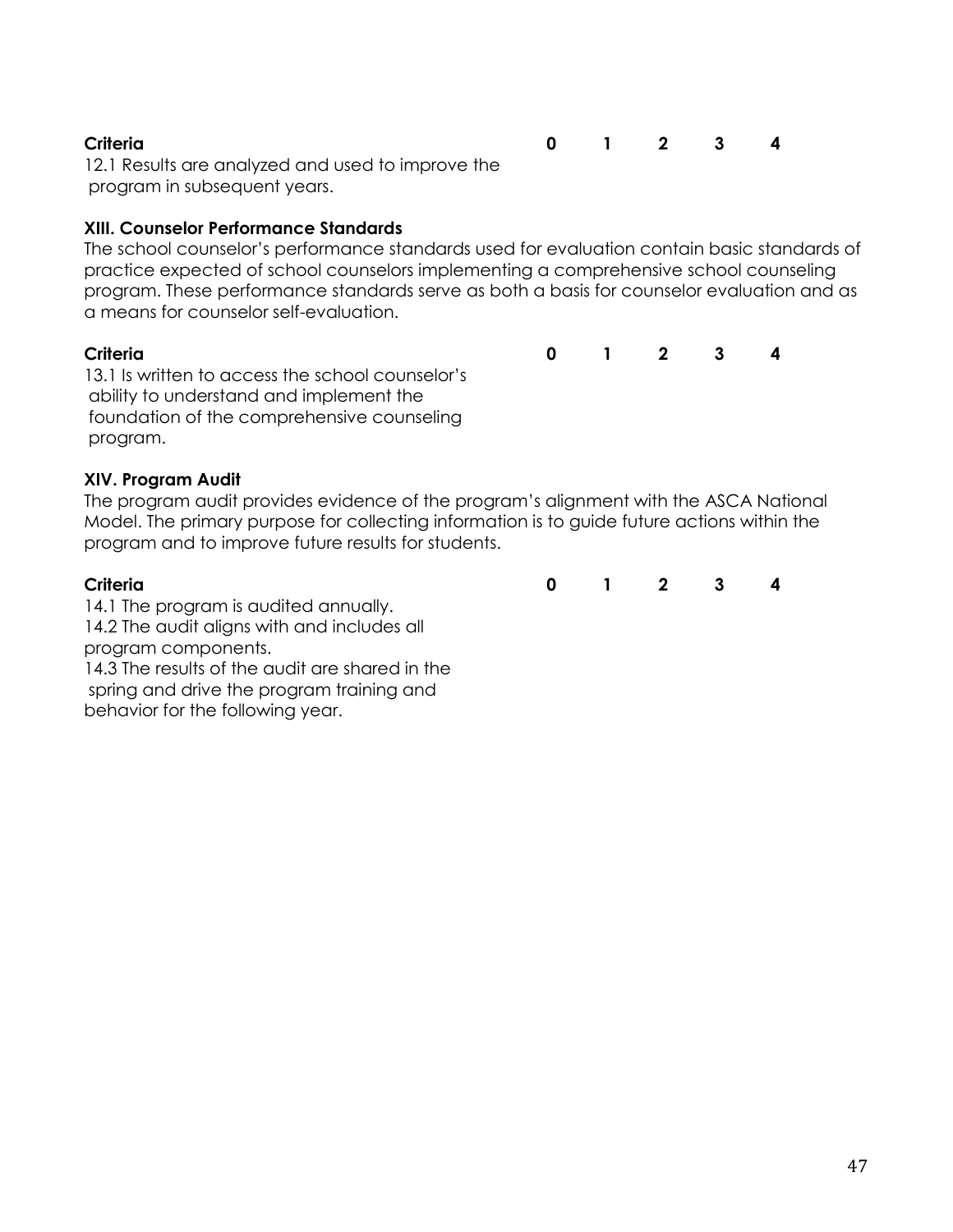| Criteria | 0 | 1 | 2 | 3 | 4 |
|---|---|---|---|---|---|
| 12.1 Results are analyzed and used to improve the program in subsequent years. | | | | | |

**XIII. Counselor Performance Standards**

The school counselor's performance standards used for evaluation contain basic standards of practice expected of school counselors implementing a comprehensive school counseling program. These performance standards serve as both a basis for counselor evaluation and as a means for counselor self-evaluation.

| Criteria | 0 | 1 | 2 | 3 | 4 |
|---|---|---|---|---|---|
| 13.1 Is written to access the school counselor's ability to understand and implement the foundation of the comprehensive counseling program. | | | | | |

**XIV. Program Audit**

The program audit provides evidence of the program's alignment with the ASCA National Model. The primary purpose for collecting information is to guide future actions within the program and to improve future results for students.

| Criteria | 0 | 1 | 2 | 3 | 4 |
|---|---|---|---|---|---|
| 14.1 The program is audited annually. | | | | | |
| 14.2 The audit aligns with and includes all program components. | | | | | |
| 14.3 The results of the audit are shared in the spring and drive the program training and behavior for the following year. | | | | | |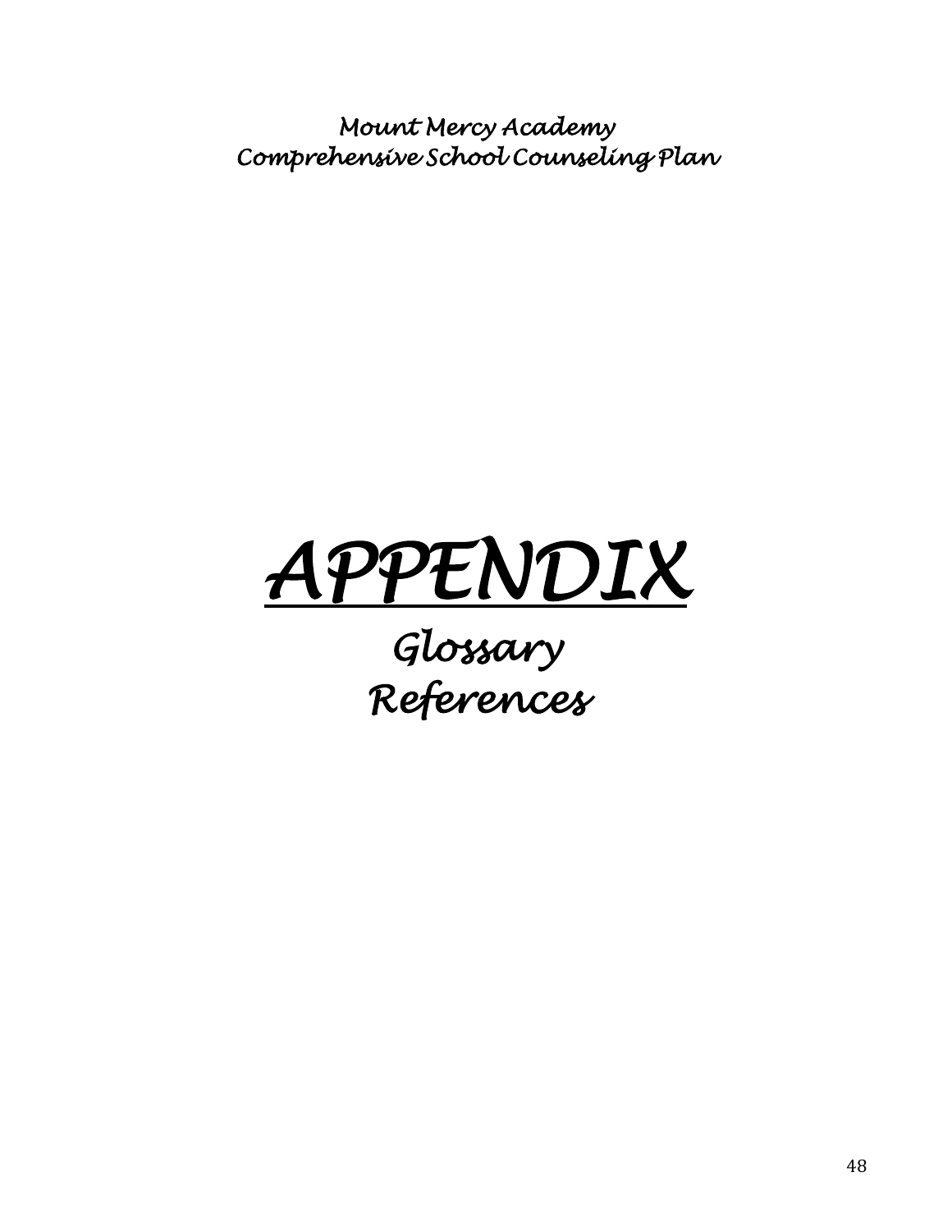*Mount Mercy Academy*
*Comprehensive School Counseling Plan*

# *APPENDIX*

## *Glossary*
## *References*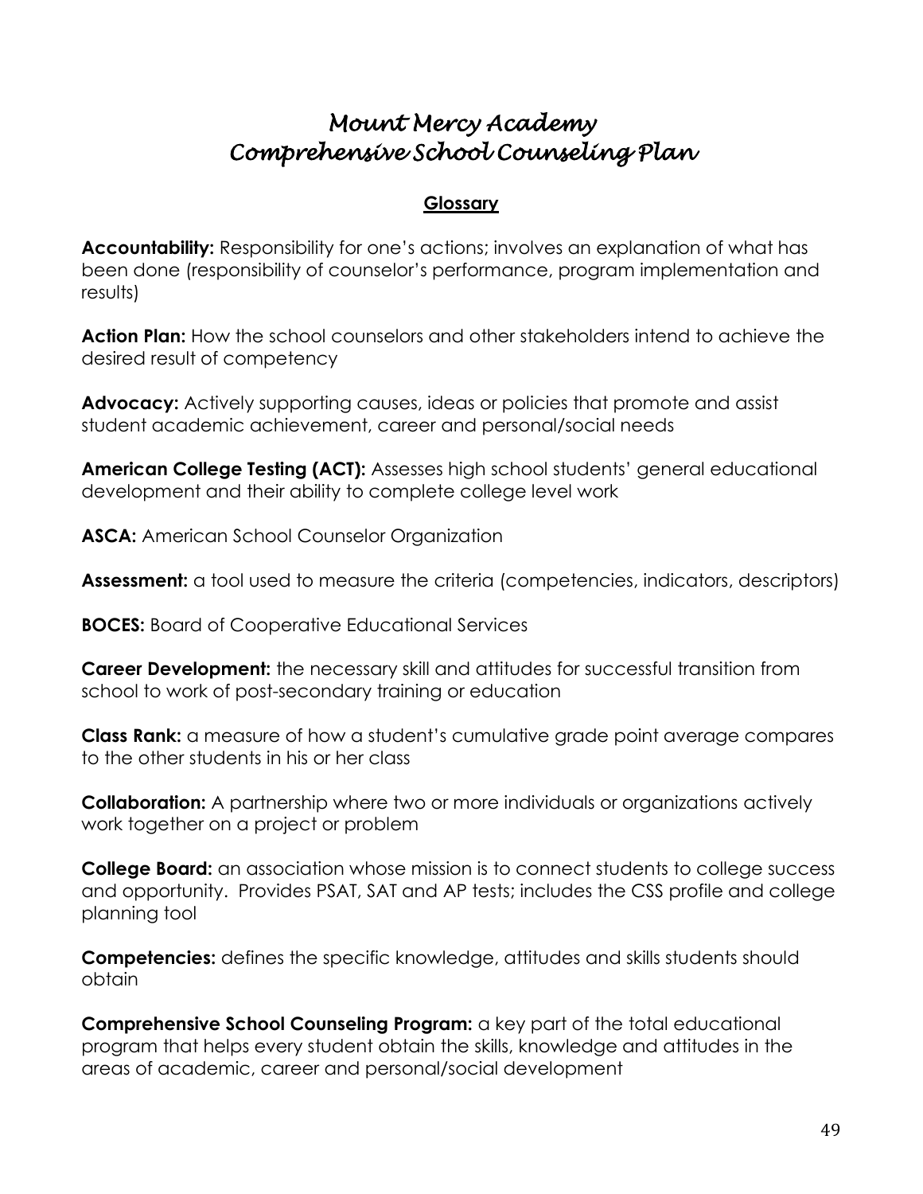# *Mount Mercy Academy*
# *Comprehensive School Counseling Plan*

## Glossary

**Accountability:** Responsibility for one's actions; involves an explanation of what has been done (responsibility of counselor's performance, program implementation and results)

**Action Plan:** How the school counselors and other stakeholders intend to achieve the desired result of competency

**Advocacy:** Actively supporting causes, ideas or policies that promote and assist student academic achievement, career and personal/social needs

**American College Testing (ACT):** Assesses high school students' general educational development and their ability to complete college level work

**ASCA:** American School Counselor Organization

**Assessment:** a tool used to measure the criteria (competencies, indicators, descriptors)

**BOCES:** Board of Cooperative Educational Services

**Career Development:** the necessary skill and attitudes for successful transition from school to work of post-secondary training or education

**Class Rank:** a measure of how a student's cumulative grade point average compares to the other students in his or her class

**Collaboration:** A partnership where two or more individuals or organizations actively work together on a project or problem

**College Board:** an association whose mission is to connect students to college success and opportunity. Provides PSAT, SAT and AP tests; includes the CSS profile and college planning tool

**Competencies:** defines the specific knowledge, attitudes and skills students should obtain

**Comprehensive School Counseling Program:** a key part of the total educational program that helps every student obtain the skills, knowledge and attitudes in the areas of academic, career and personal/social development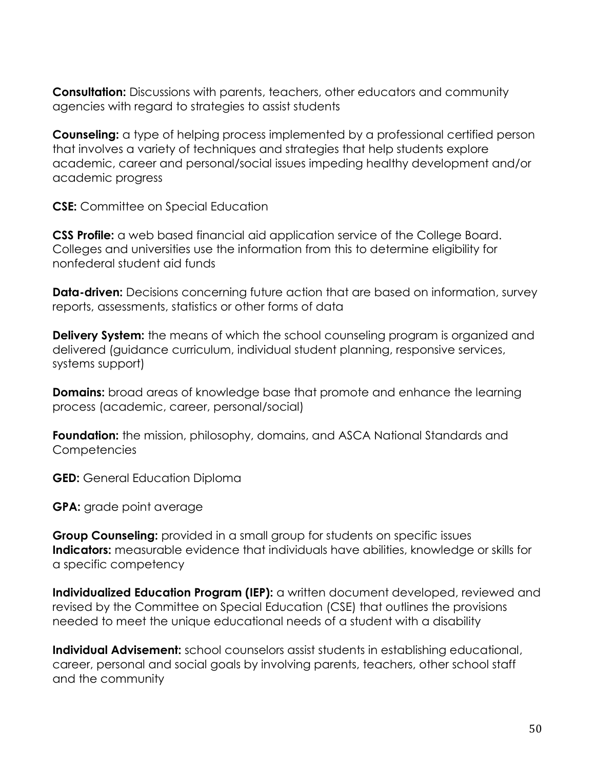**Consultation:** Discussions with parents, teachers, other educators and community agencies with regard to strategies to assist students

**Counseling:** a type of helping process implemented by a professional certified person that involves a variety of techniques and strategies that help students explore academic, career and personal/social issues impeding healthy development and/or academic progress

**CSE:** Committee on Special Education

**CSS Profile:** a web based financial aid application service of the College Board. Colleges and universities use the information from this to determine eligibility for nonfederal student aid funds

**Data-driven:** Decisions concerning future action that are based on information, survey reports, assessments, statistics or other forms of data

**Delivery System:** the means of which the school counseling program is organized and delivered (guidance curriculum, individual student planning, responsive services, systems support)

**Domains:** broad areas of knowledge base that promote and enhance the learning process (academic, career, personal/social)

**Foundation:** the mission, philosophy, domains, and ASCA National Standards and Competencies

**GED:** General Education Diploma

**GPA:** grade point average

**Group Counseling:** provided in a small group for students on specific issues

**Indicators:** measurable evidence that individuals have abilities, knowledge or skills for a specific competency

**Individualized Education Program (IEP):** a written document developed, reviewed and revised by the Committee on Special Education (CSE) that outlines the provisions needed to meet the unique educational needs of a student with a disability

**Individual Advisement:** school counselors assist students in establishing educational, career, personal and social goals by involving parents, teachers, other school staff and the community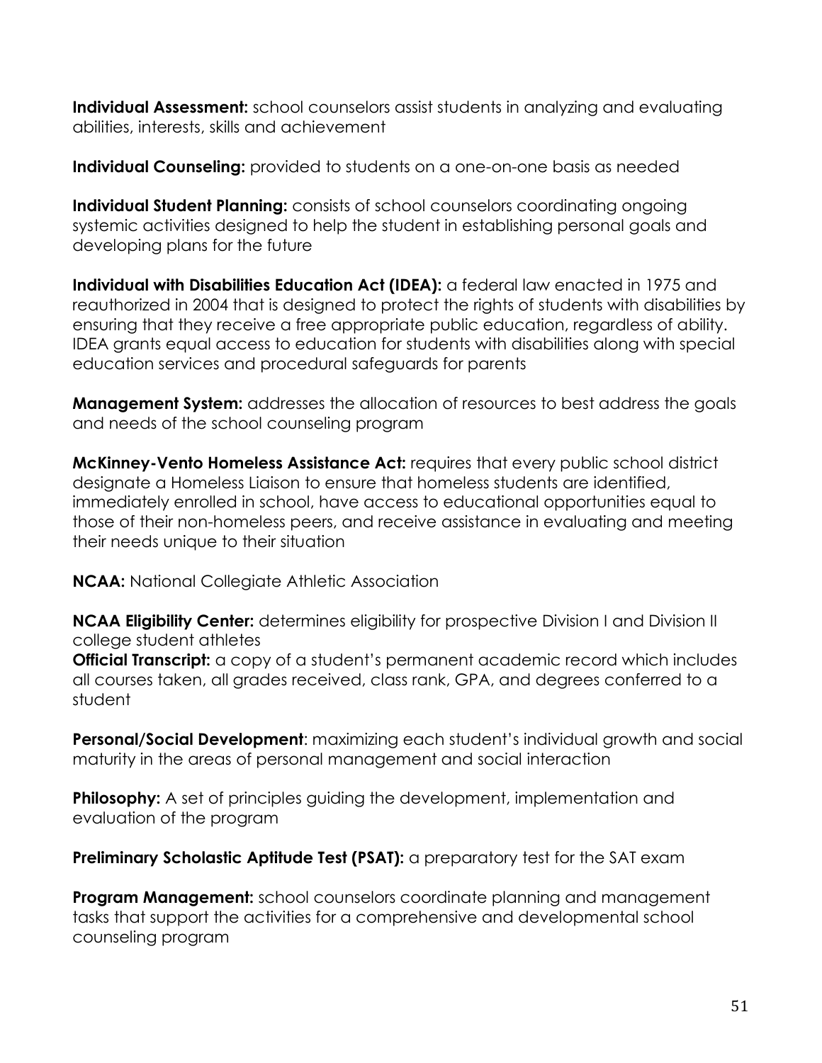**Individual Assessment:** school counselors assist students in analyzing and evaluating abilities, interests, skills and achievement

**Individual Counseling:** provided to students on a one-on-one basis as needed

**Individual Student Planning:** consists of school counselors coordinating ongoing systemic activities designed to help the student in establishing personal goals and developing plans for the future

**Individual with Disabilities Education Act (IDEA):** a federal law enacted in 1975 and reauthorized in 2004 that is designed to protect the rights of students with disabilities by ensuring that they receive a free appropriate public education, regardless of ability. IDEA grants equal access to education for students with disabilities along with special education services and procedural safeguards for parents

**Management System:** addresses the allocation of resources to best address the goals and needs of the school counseling program

**McKinney-Vento Homeless Assistance Act:** requires that every public school district designate a Homeless Liaison to ensure that homeless students are identified, immediately enrolled in school, have access to educational opportunities equal to those of their non-homeless peers, and receive assistance in evaluating and meeting their needs unique to their situation

**NCAA:** National Collegiate Athletic Association

**NCAA Eligibility Center:** determines eligibility for prospective Division I and Division II college student athletes

**Official Transcript:** a copy of a student's permanent academic record which includes all courses taken, all grades received, class rank, GPA, and degrees conferred to a student

**Personal/Social Development**: maximizing each student's individual growth and social maturity in the areas of personal management and social interaction

**Philosophy:** A set of principles guiding the development, implementation and evaluation of the program

**Preliminary Scholastic Aptitude Test (PSAT):** a preparatory test for the SAT exam

**Program Management:** school counselors coordinate planning and management tasks that support the activities for a comprehensive and developmental school counseling program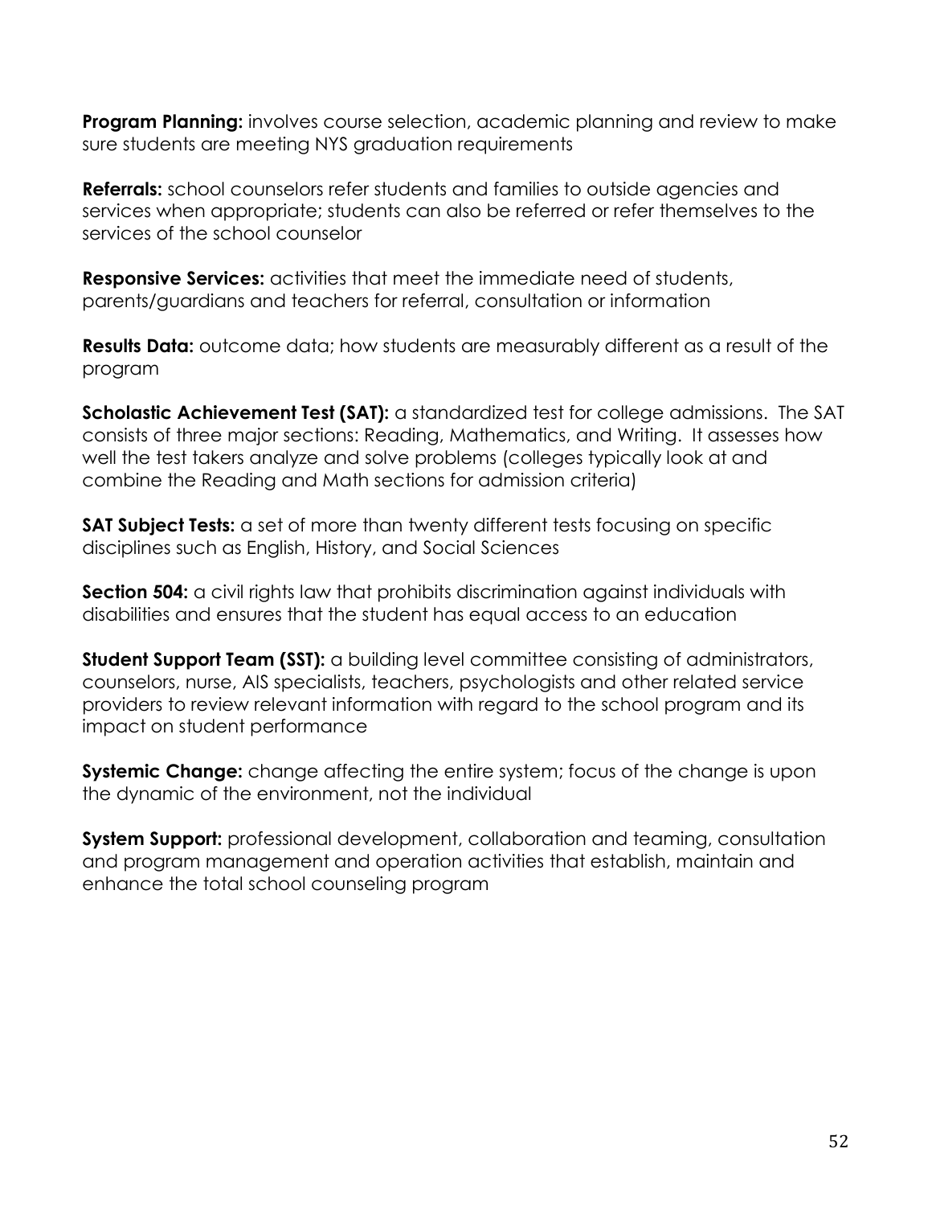**Program Planning:** involves course selection, academic planning and review to make sure students are meeting NYS graduation requirements

**Referrals:** school counselors refer students and families to outside agencies and services when appropriate; students can also be referred or refer themselves to the services of the school counselor

**Responsive Services:** activities that meet the immediate need of students, parents/guardians and teachers for referral, consultation or information

**Results Data:** outcome data; how students are measurably different as a result of the program

**Scholastic Achievement Test (SAT):** a standardized test for college admissions. The SAT consists of three major sections: Reading, Mathematics, and Writing. It assesses how well the test takers analyze and solve problems (colleges typically look at and combine the Reading and Math sections for admission criteria)

**SAT Subject Tests:** a set of more than twenty different tests focusing on specific disciplines such as English, History, and Social Sciences

**Section 504:** a civil rights law that prohibits discrimination against individuals with disabilities and ensures that the student has equal access to an education

**Student Support Team (SST):** a building level committee consisting of administrators, counselors, nurse, AIS specialists, teachers, psychologists and other related service providers to review relevant information with regard to the school program and its impact on student performance

**Systemic Change:** change affecting the entire system; focus of the change is upon the dynamic of the environment, not the individual

**System Support:** professional development, collaboration and teaming, consultation and program management and operation activities that establish, maintain and enhance the total school counseling program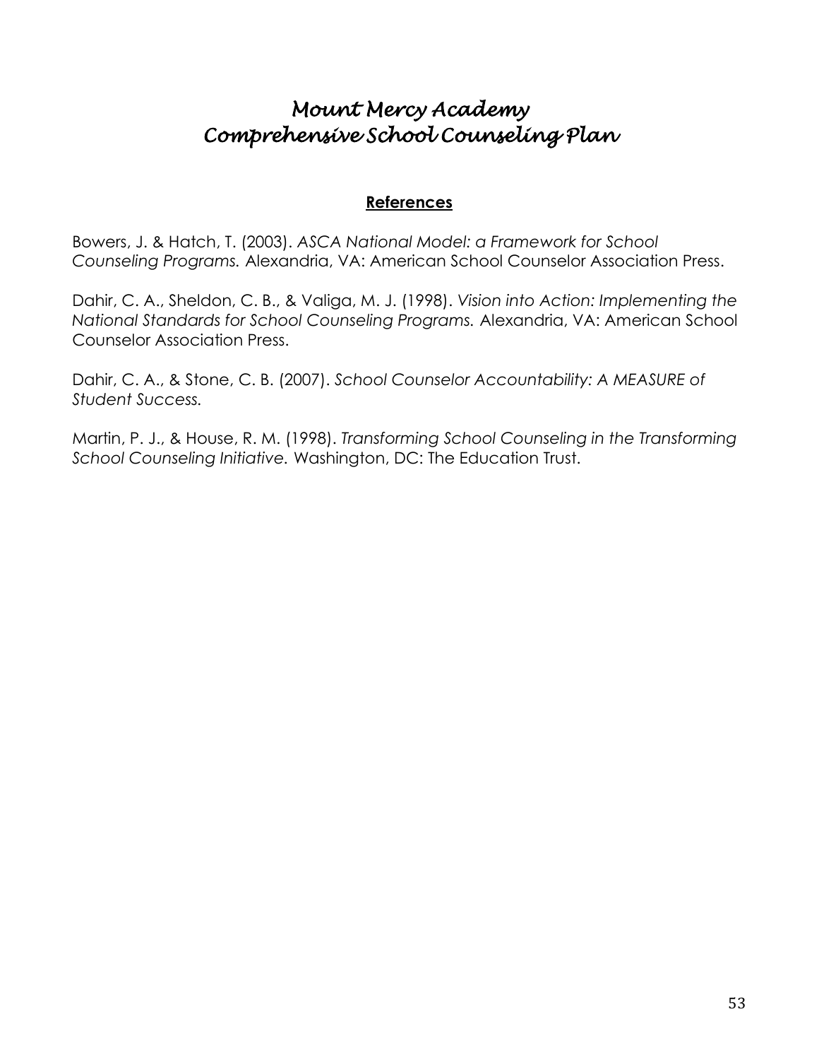# *Mount Mercy Academy*
# *Comprehensive School Counseling Plan*

## References

Bowers, J. & Hatch, T. (2003). *ASCA National Model: a Framework for School Counseling Programs.* Alexandria, VA: American School Counselor Association Press.

Dahir, C. A., Sheldon, C. B., & Valiga, M. J. (1998). *Vision into Action: Implementing the National Standards for School Counseling Programs.* Alexandria, VA: American School Counselor Association Press.

Dahir, C. A., & Stone, C. B. (2007). *School Counselor Accountability: A MEASURE of Student Success.*

Martin, P. J., & House, R. M. (1998). *Transforming School Counseling in the Transforming School Counseling Initiative.* Washington, DC: The Education Trust.